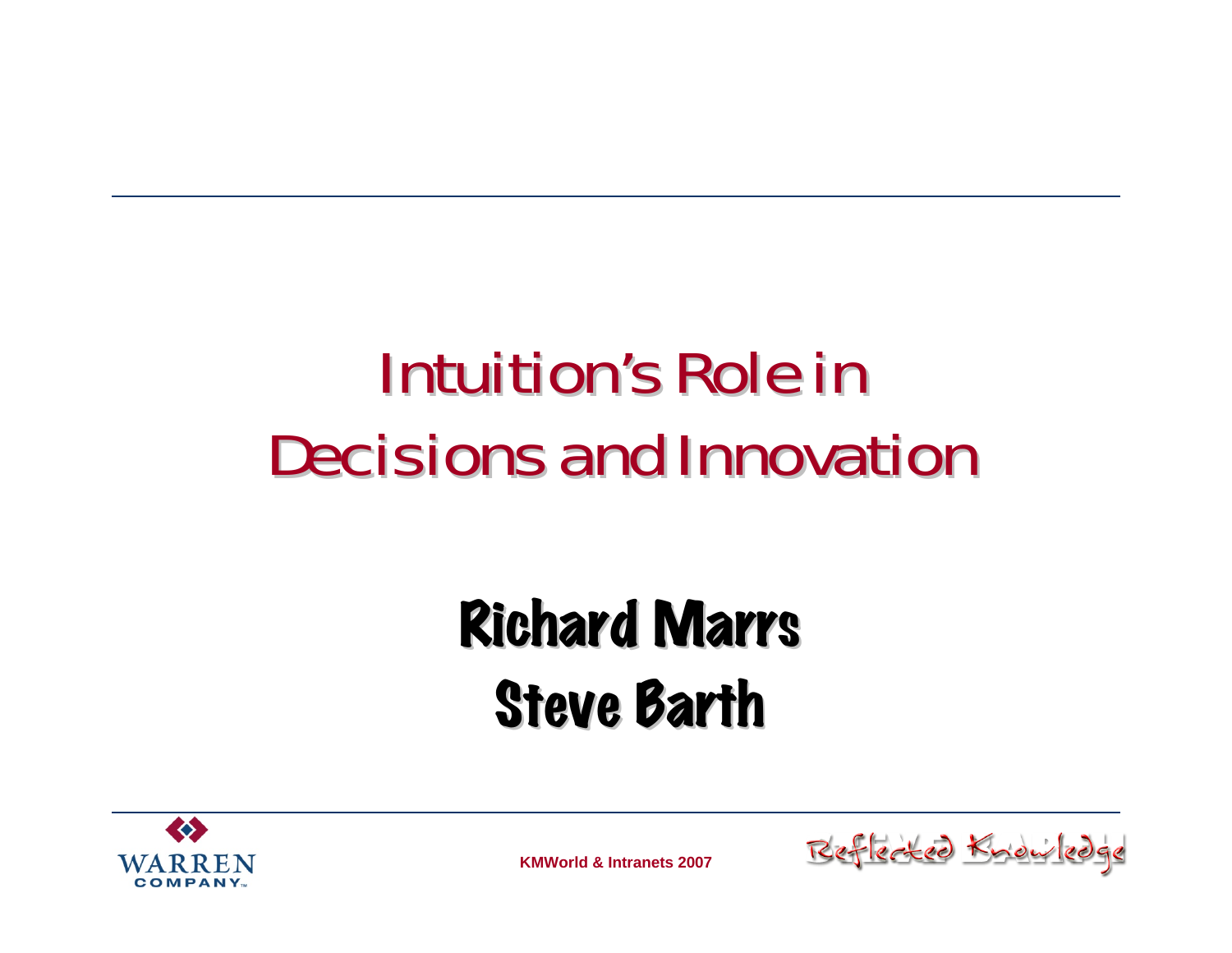# Intuition's Role in Decisions and Innovation

## Richard Marrs
## Steve Barth

WARREN COMPANY

KMWorld & Intranets 2007

Reflected Knowledge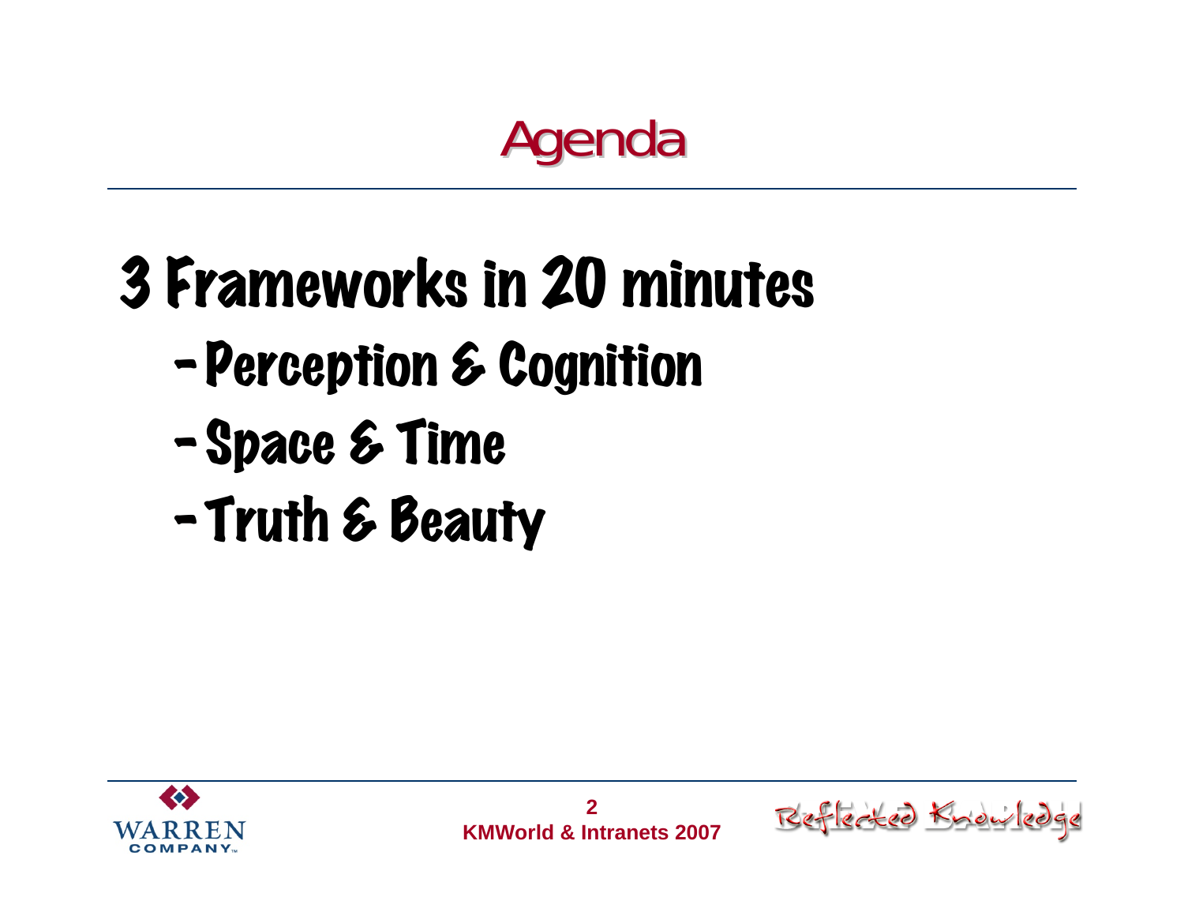# Agenda

3 Frameworks in 20 minutes

- Perception & Cognition
- Space & Time
- Truth & Beauty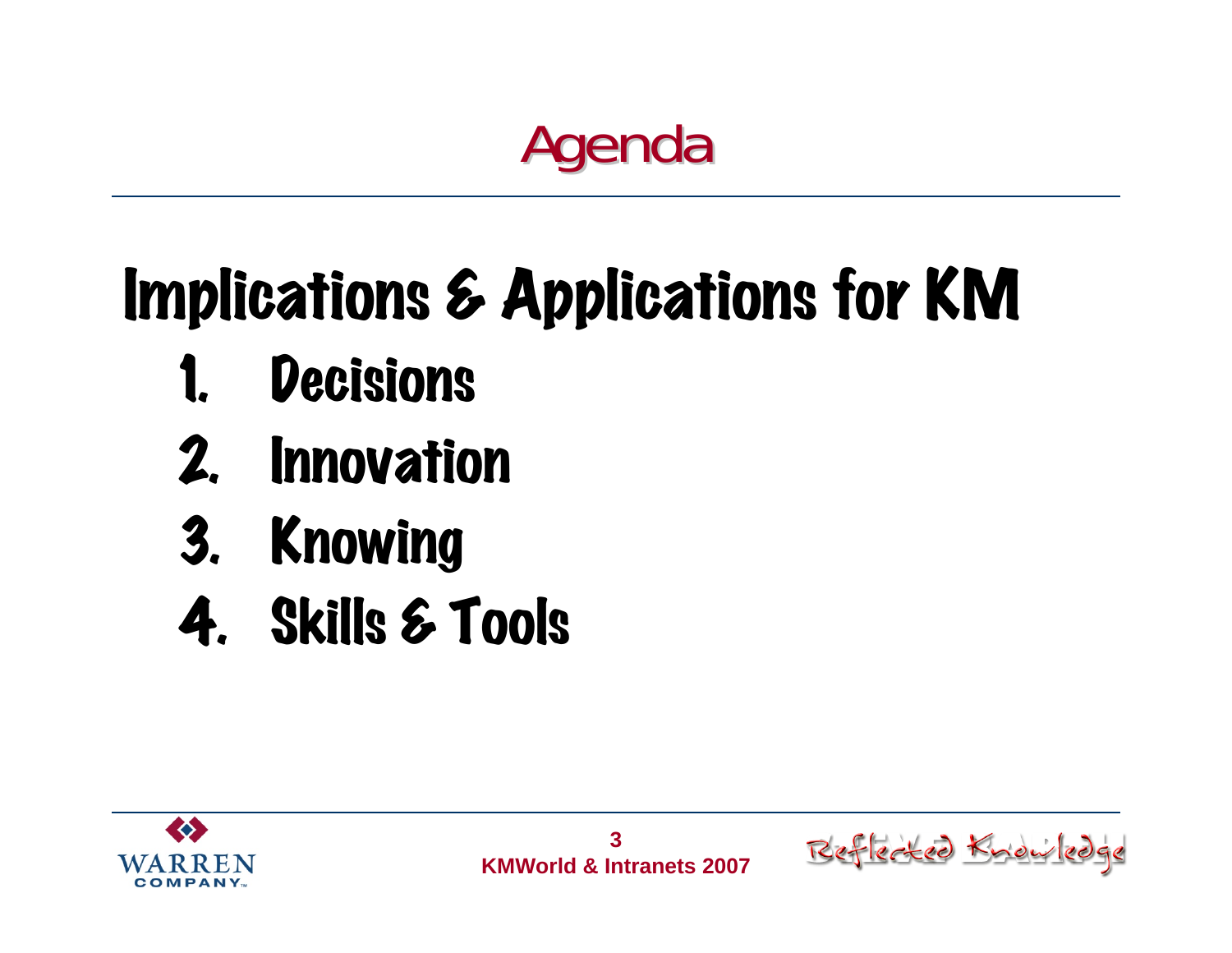# Agenda

## Implications & Applications for KM

1. Decisions
2. Innovation
3. Knowing
4. Skills & Tools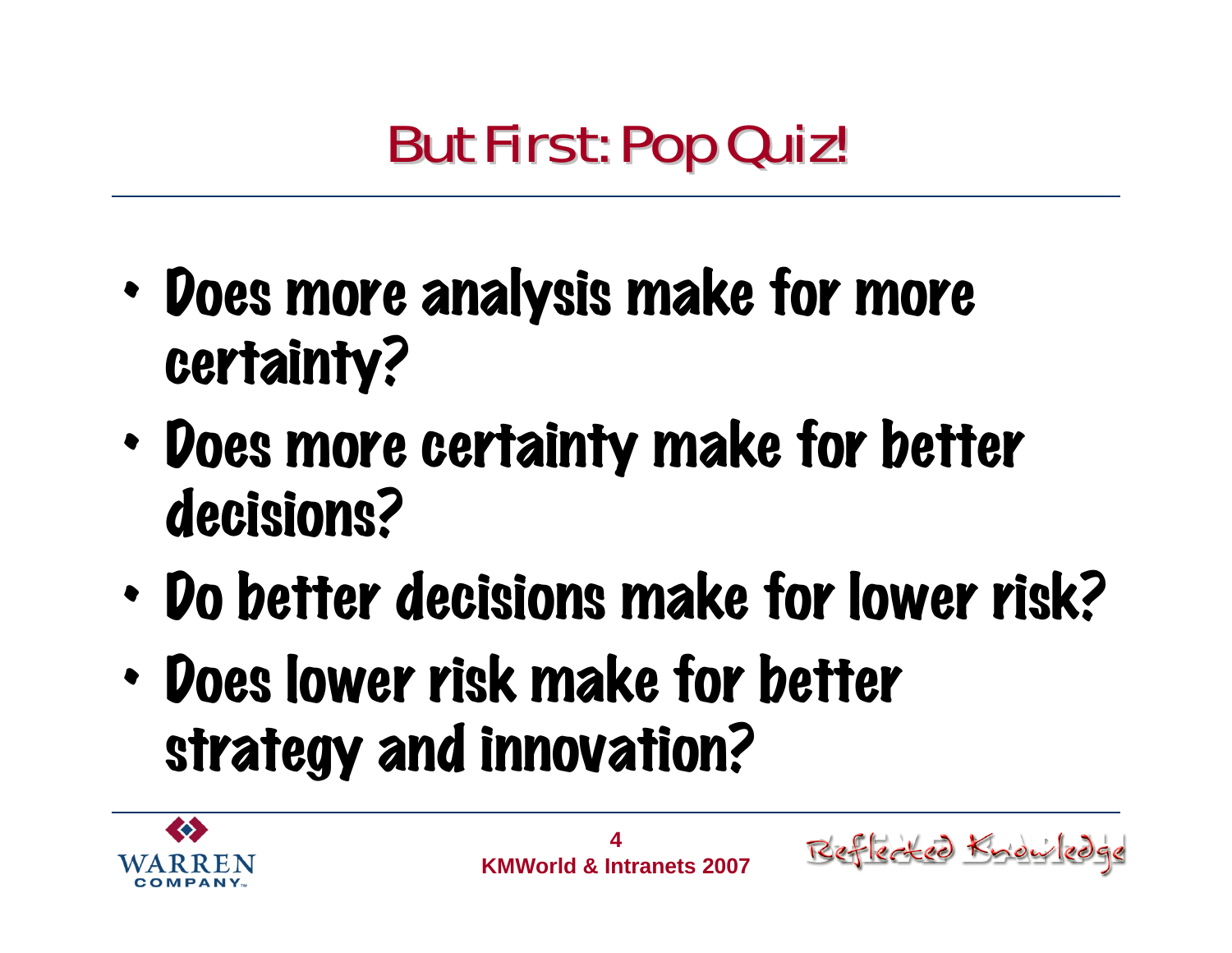# But First: Pop Quiz!

- Does more analysis make for more certainty?
- Does more certainty make for better decisions?
- Do better decisions make for lower risk?
- Does lower risk make for better strategy and innovation?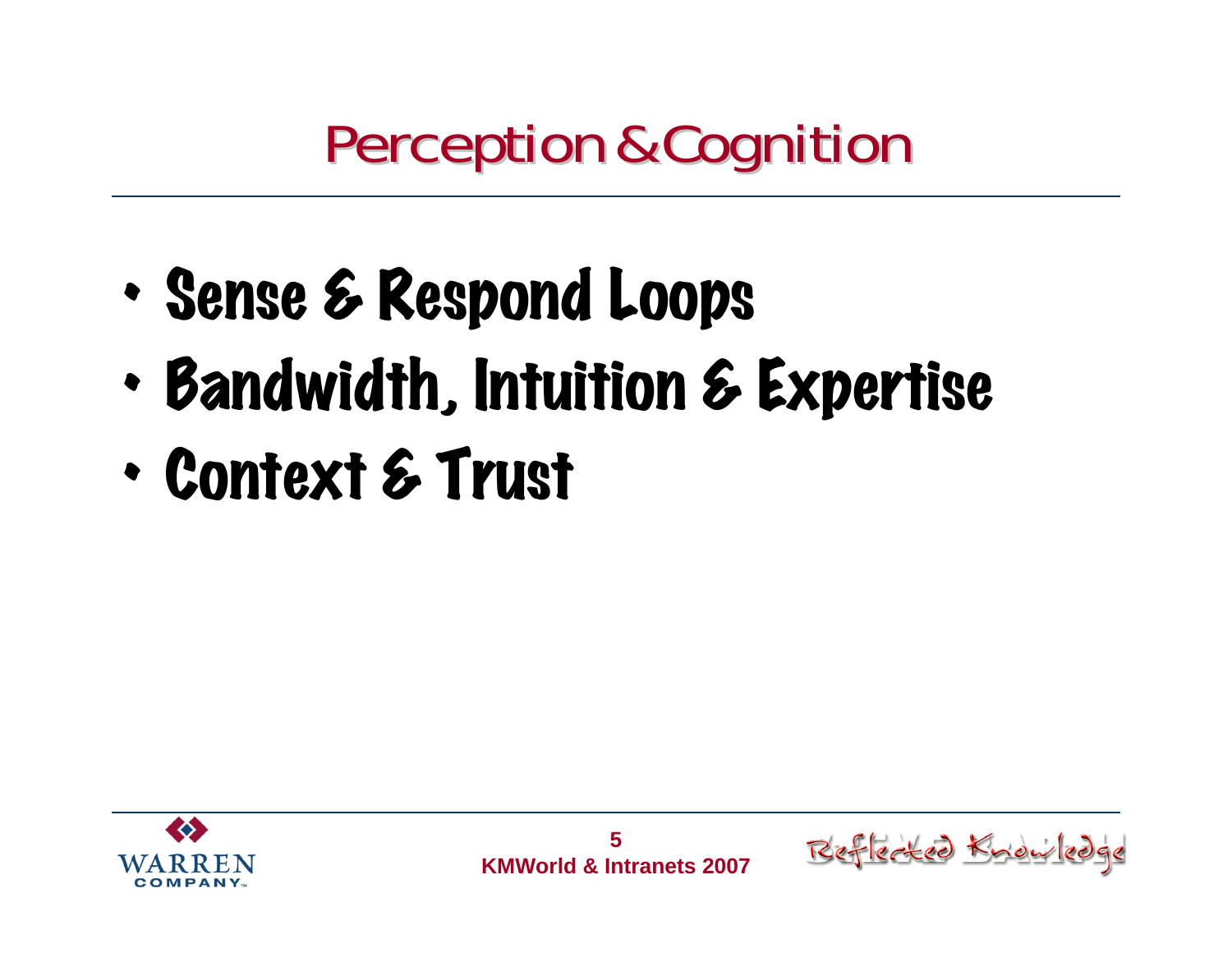# Perception & Cognition

- Sense & Respond Loops
- Bandwidth, Intuition & Expertise
- Context & Trust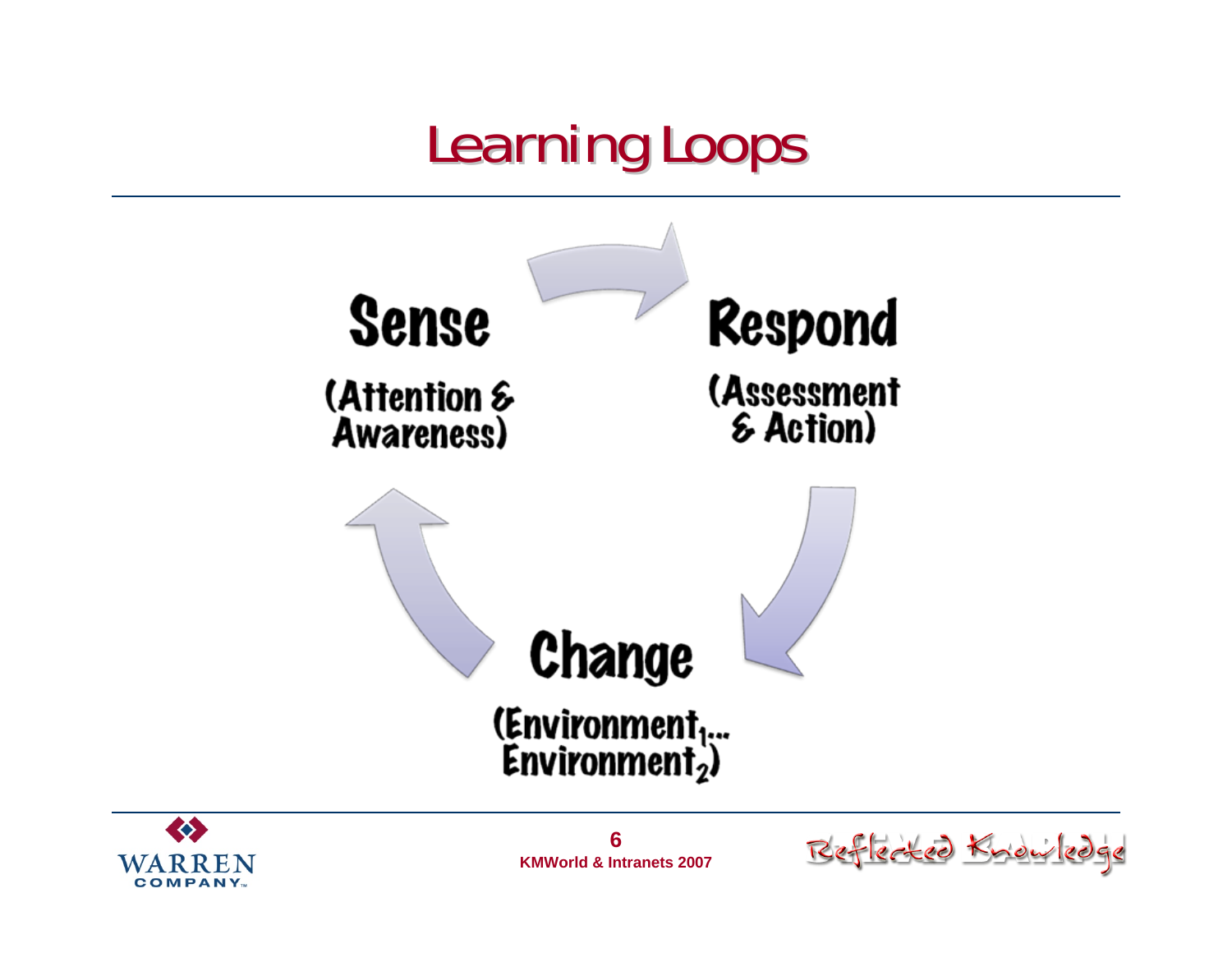# Learning Loops

**Sense**

(Attention & Awareness)

**Respond**

(Assessment & Action)

**Change**

(Environment$_1$... Environment$_2$)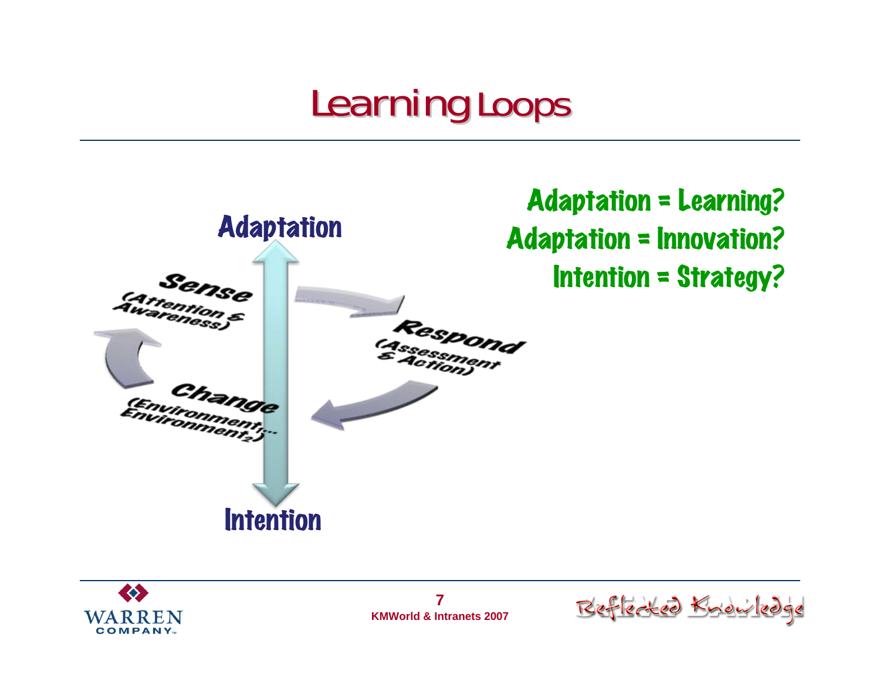# Learning Loops

Adaptation

Sense (Attention & Awareness)

Respond (Assessment & Action)

Change ($Environment_1$... $Environment_2$)

Intention

Adaptation = Learning?

Adaptation = Innovation?

Intention = Strategy?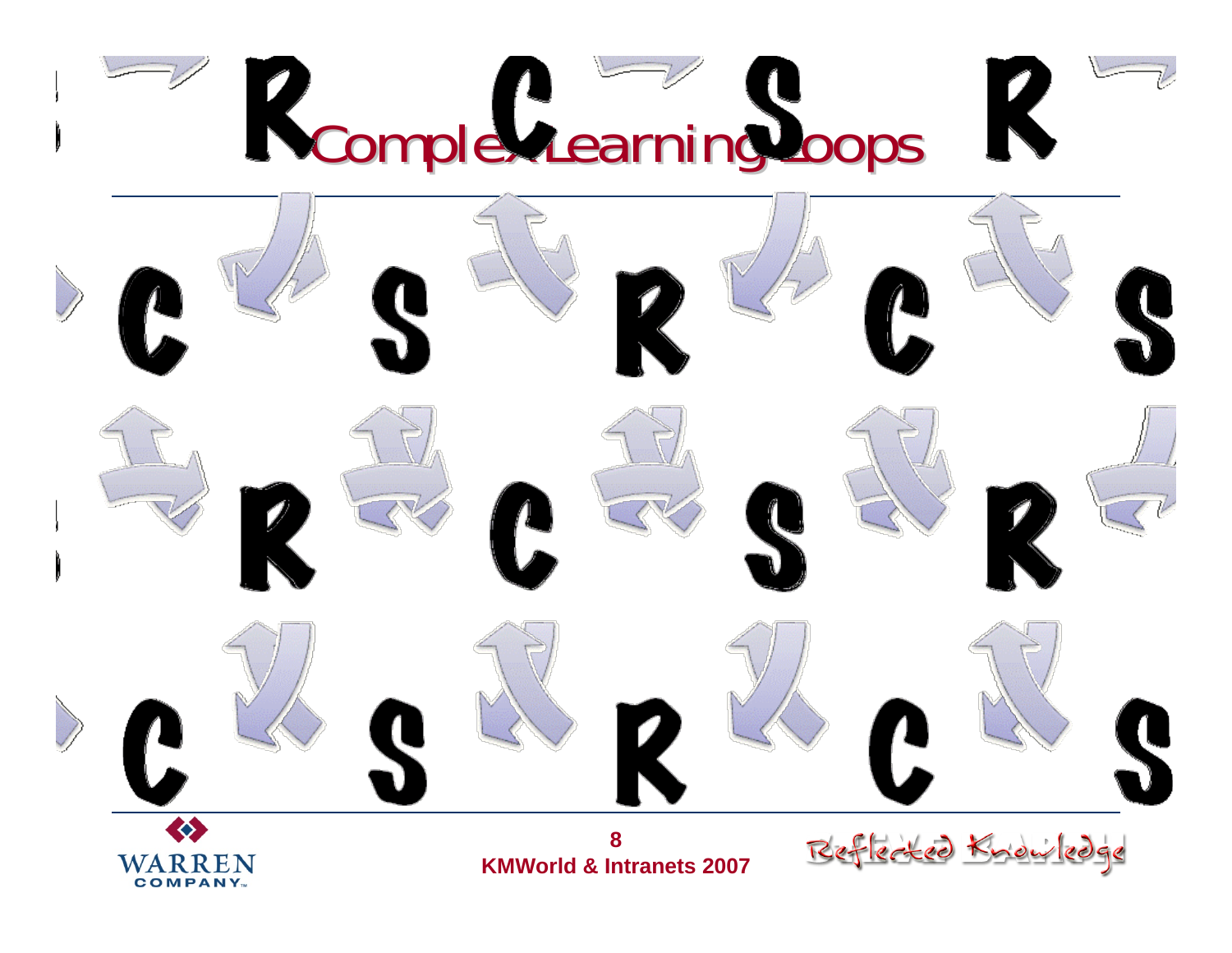# Complex Learning Loops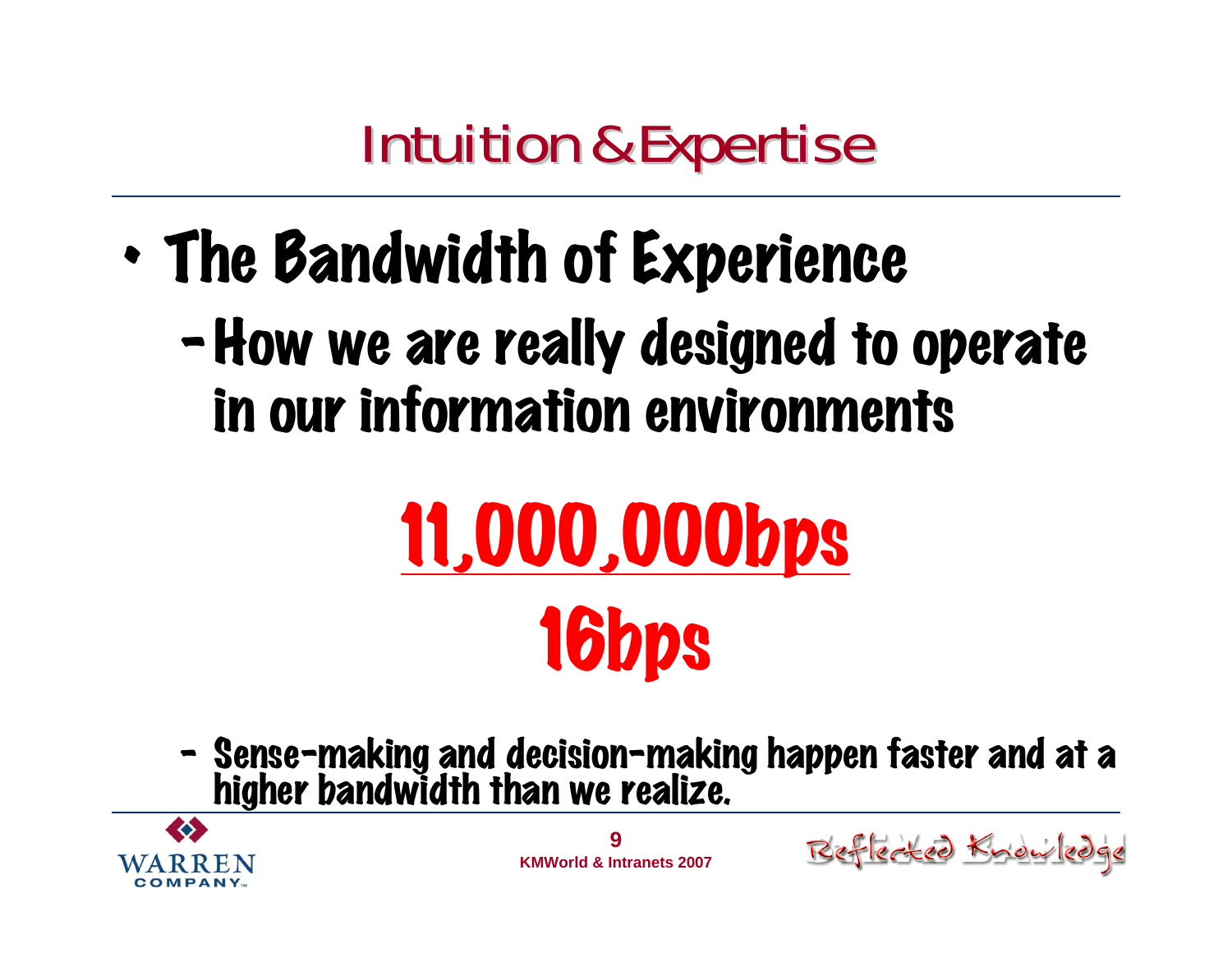# Intuition & Expertise

- The Bandwidth of Experience
  - How we are really designed to operate in our information environments

**11,000,000bps**

**16bps**

  - Sense-making and decision-making happen faster and at a higher bandwidth than we realize.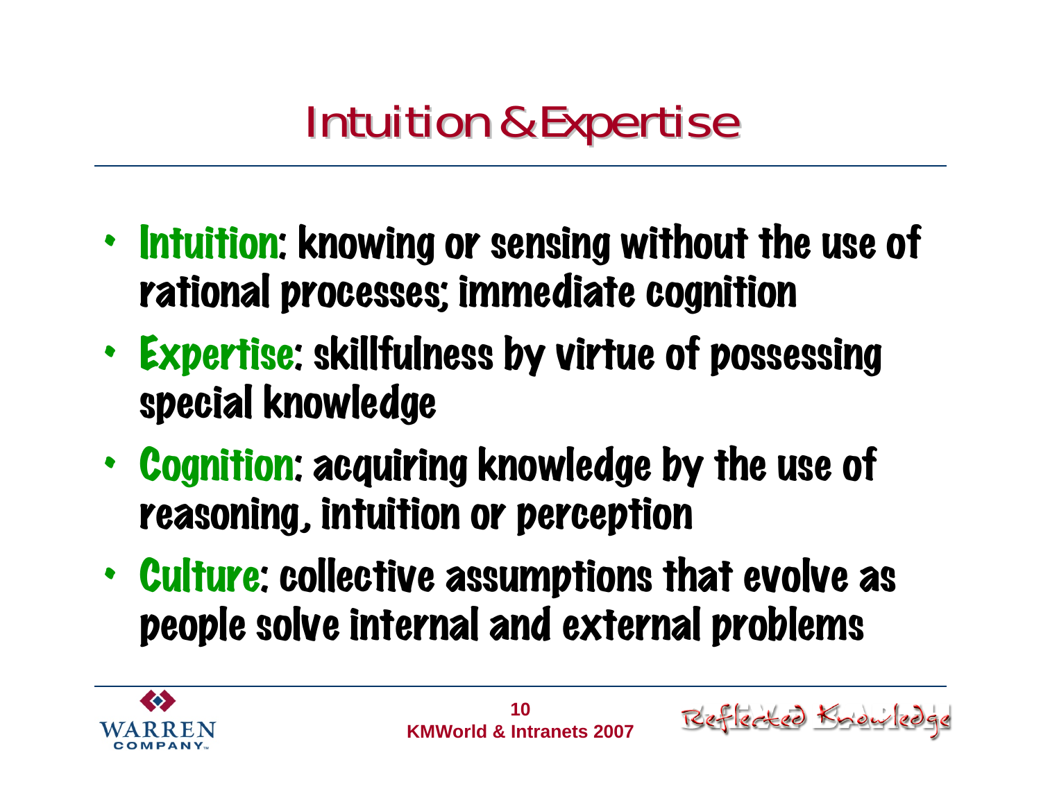# Intuition & Expertise

- **Intuition**: knowing or sensing without the use of rational processes; immediate cognition
- **Expertise**: skillfulness by virtue of possessing special knowledge
- **Cognition**: acquiring knowledge by the use of reasoning, intuition or perception
- **Culture**: collective assumptions that evolve as people solve internal and external problems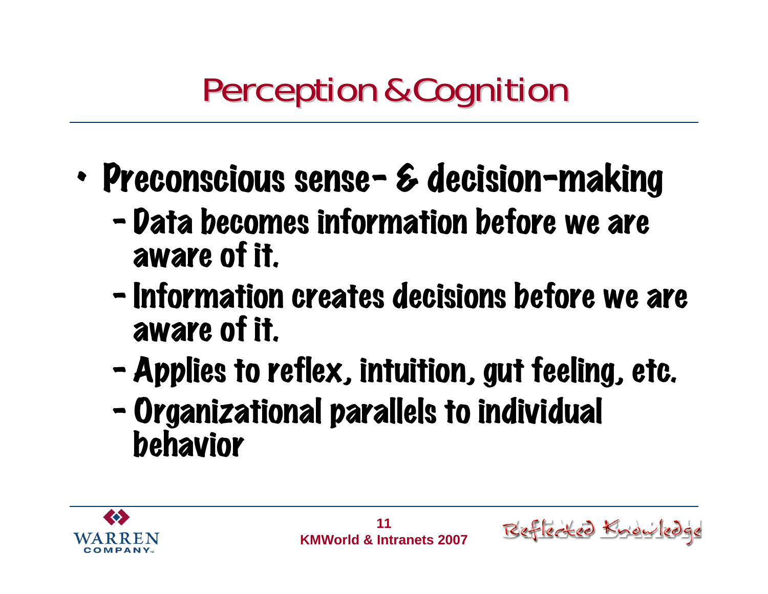# Perception & Cognition

- Preconscious sense- & decision-making
  - Data becomes information before we are aware of it.
  - Information creates decisions before we are aware of it.
  - Applies to reflex, intuition, gut feeling, etc.
  - Organizational parallels to individual behavior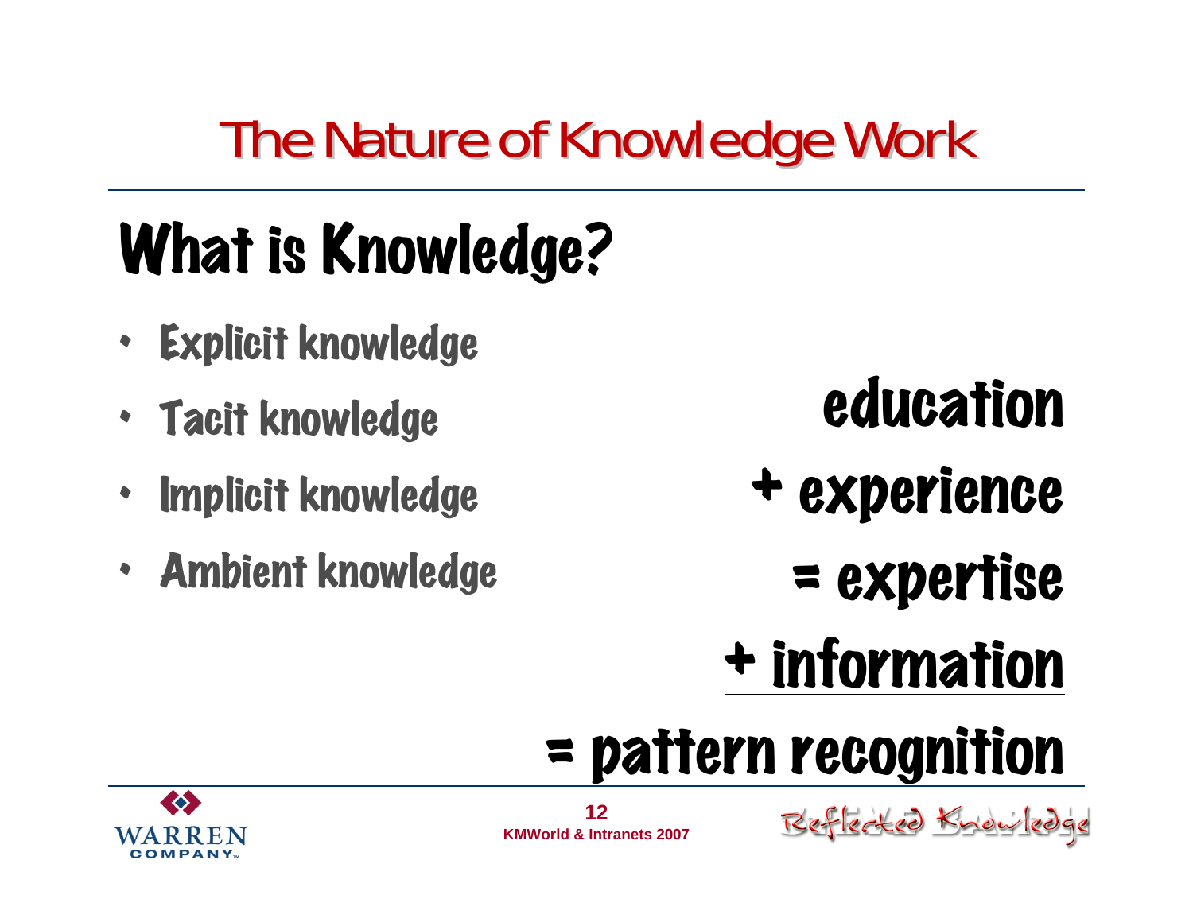# The Nature of Knowledge Work

## What is Knowledge?

- Explicit knowledge
- Tacit knowledge
- Implicit knowledge
- Ambient knowledge

education
+ experience
= expertise
+ information
= pattern recognition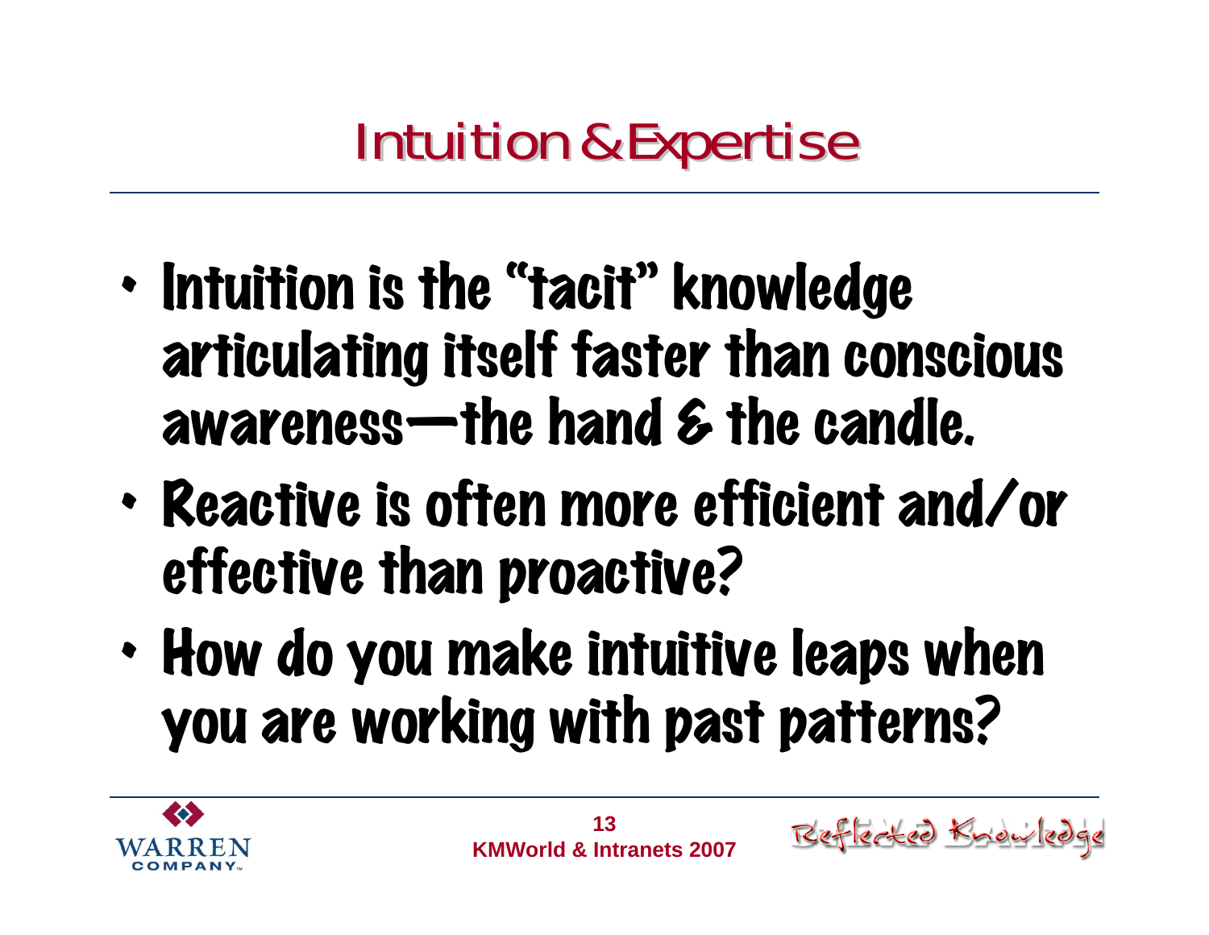# Intuition & Expertise

- Intuition is the "tacit" knowledge articulating itself faster than conscious awareness—the hand & the candle.
- Reactive is often more efficient and/or effective than proactive?
- How do you make intuitive leaps when you are working with past patterns?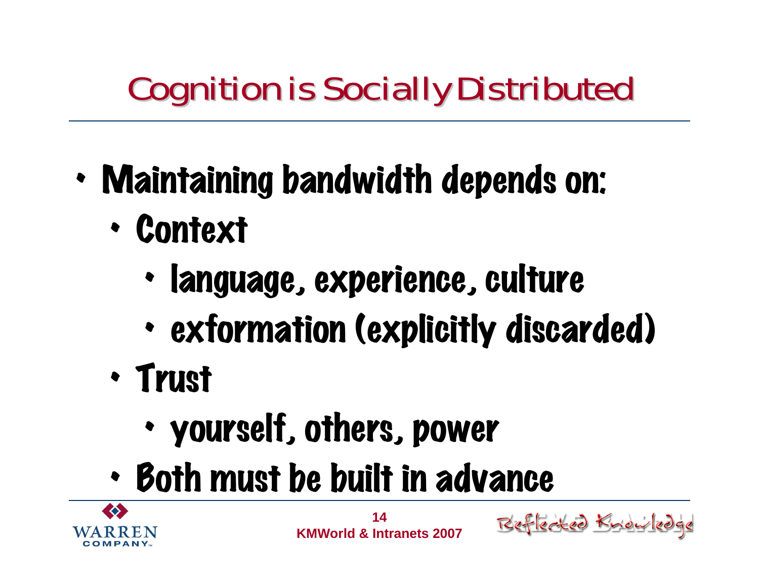# Cognition is Socially Distributed

- Maintaining bandwidth depends on:
  - Context
    - language, experience, culture
    - exformation (explicitly discarded)
  - Trust
    - yourself, others, power
  - Both must be built in advance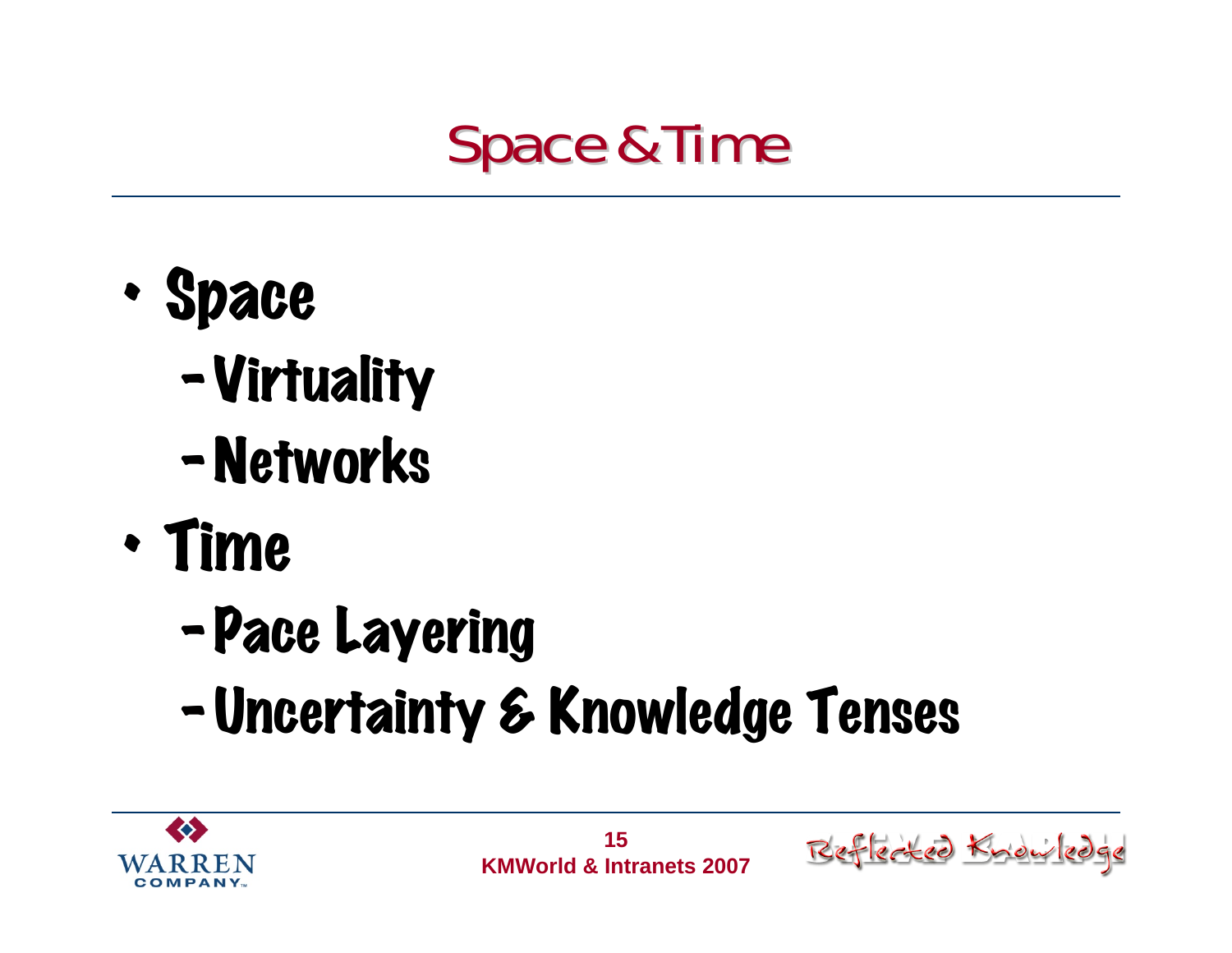# Space & Time

- Space
  - Virtuality
  - Networks
- Time
  - Pace Layering
  - Uncertainty & Knowledge Tenses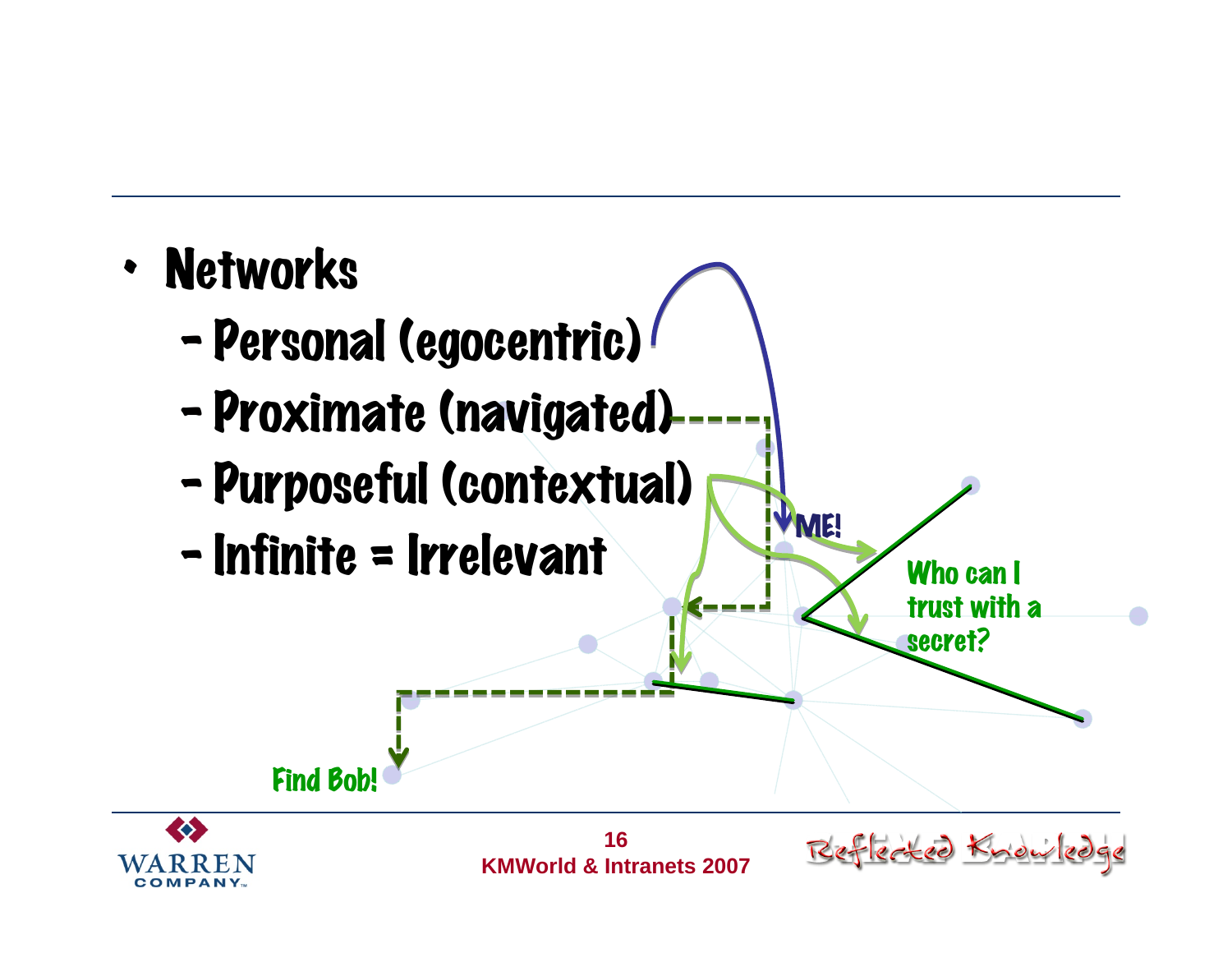- Networks
  - Personal (egocentric)
  - Proximate (navigated)
  - Purposeful (contextual)
  - Infinite = Irrelevant

ME!

Who can I trust with a secret?

Find Bob!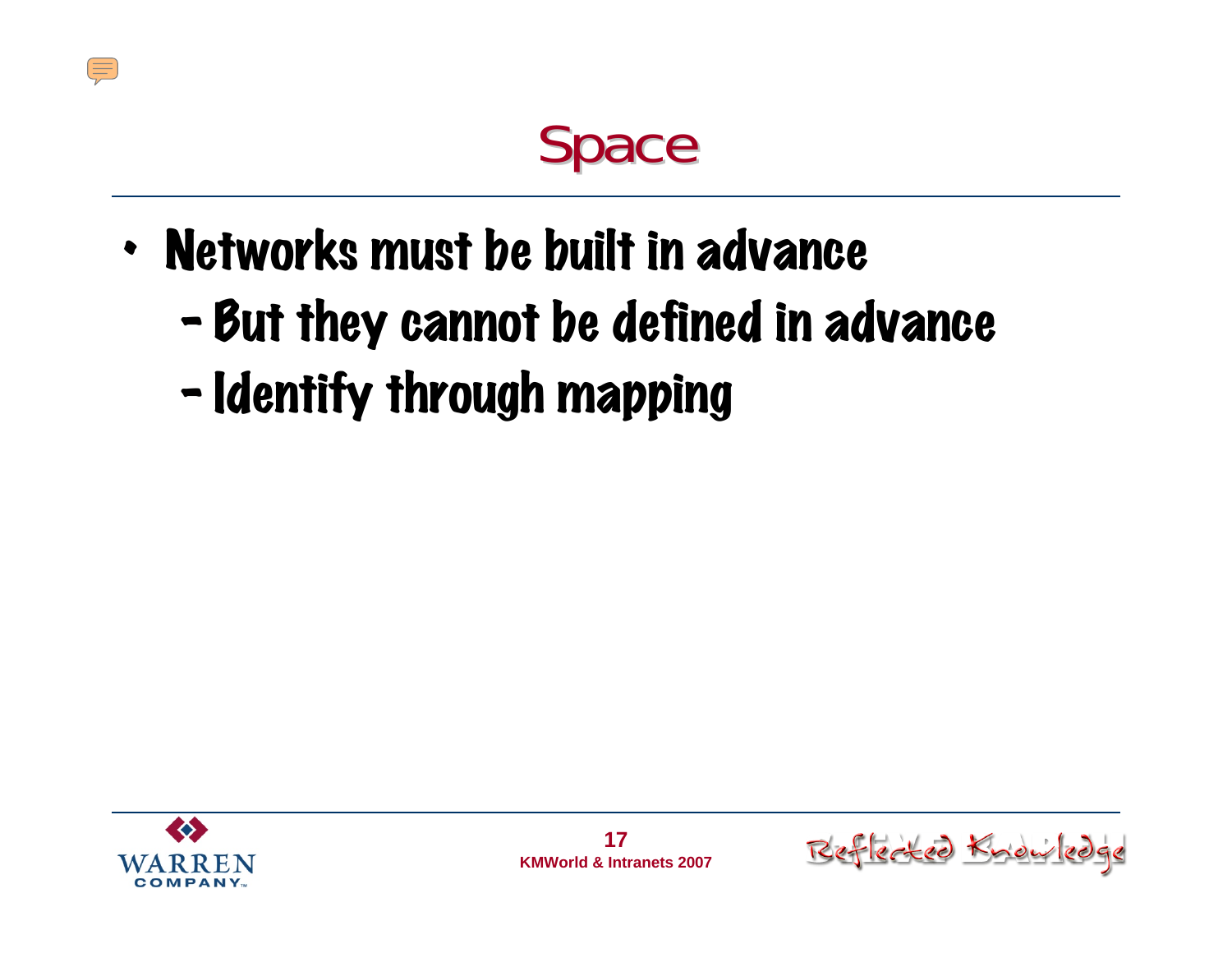# Space

- Networks must be built in advance
  - But they cannot be defined in advance
  - Identify through mapping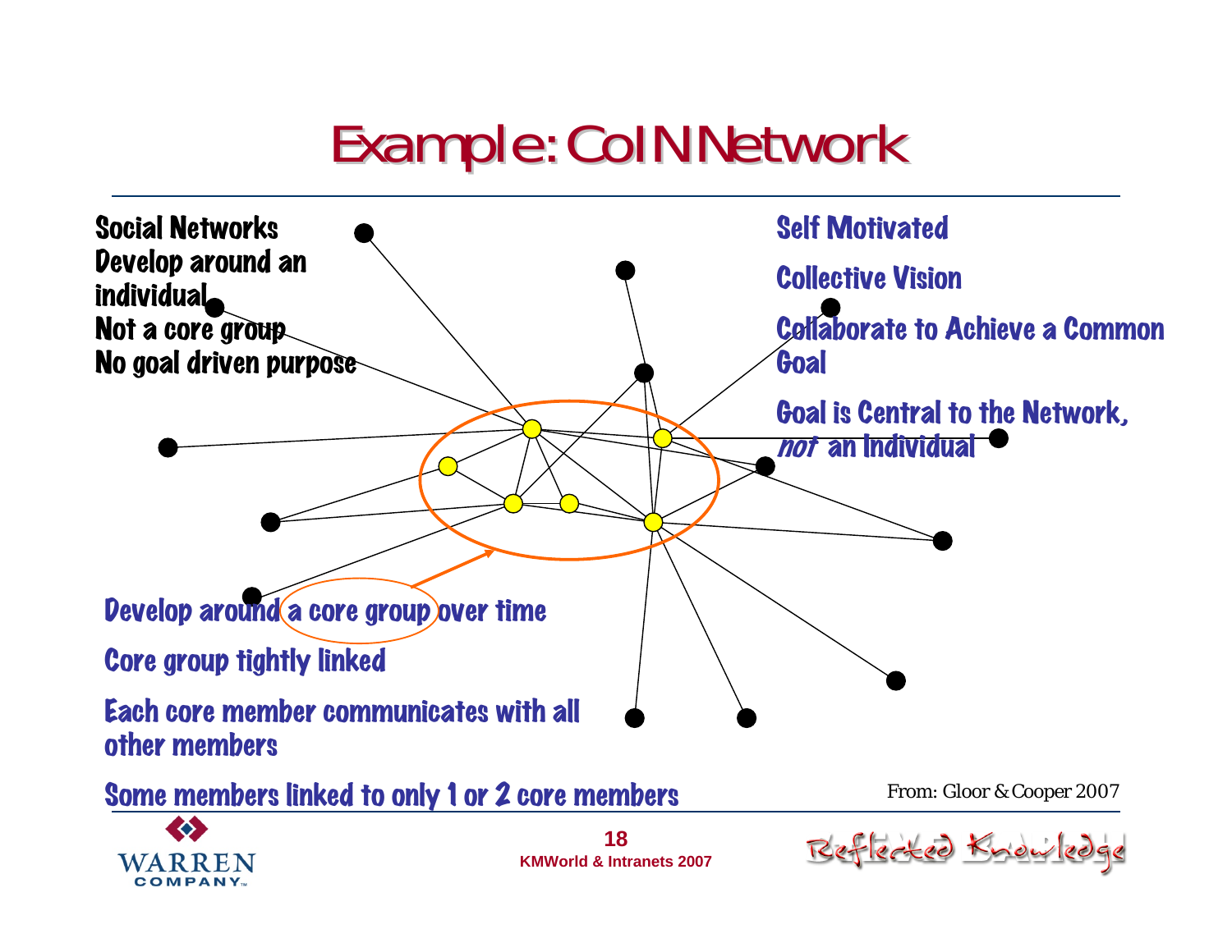# Example: CoIN Network

Social Networks
Develop around an individual
Not a core group
No goal driven purpose

Self Motivated

Collective Vision

Collaborate to Achieve a Common Goal

Goal is Central to the Network, *not* an Individual

Develop around a core group over time

Core group tightly linked

Each core member communicates with all other members

Some members linked to only 1 or 2 core members

From: Gloor & Cooper 2007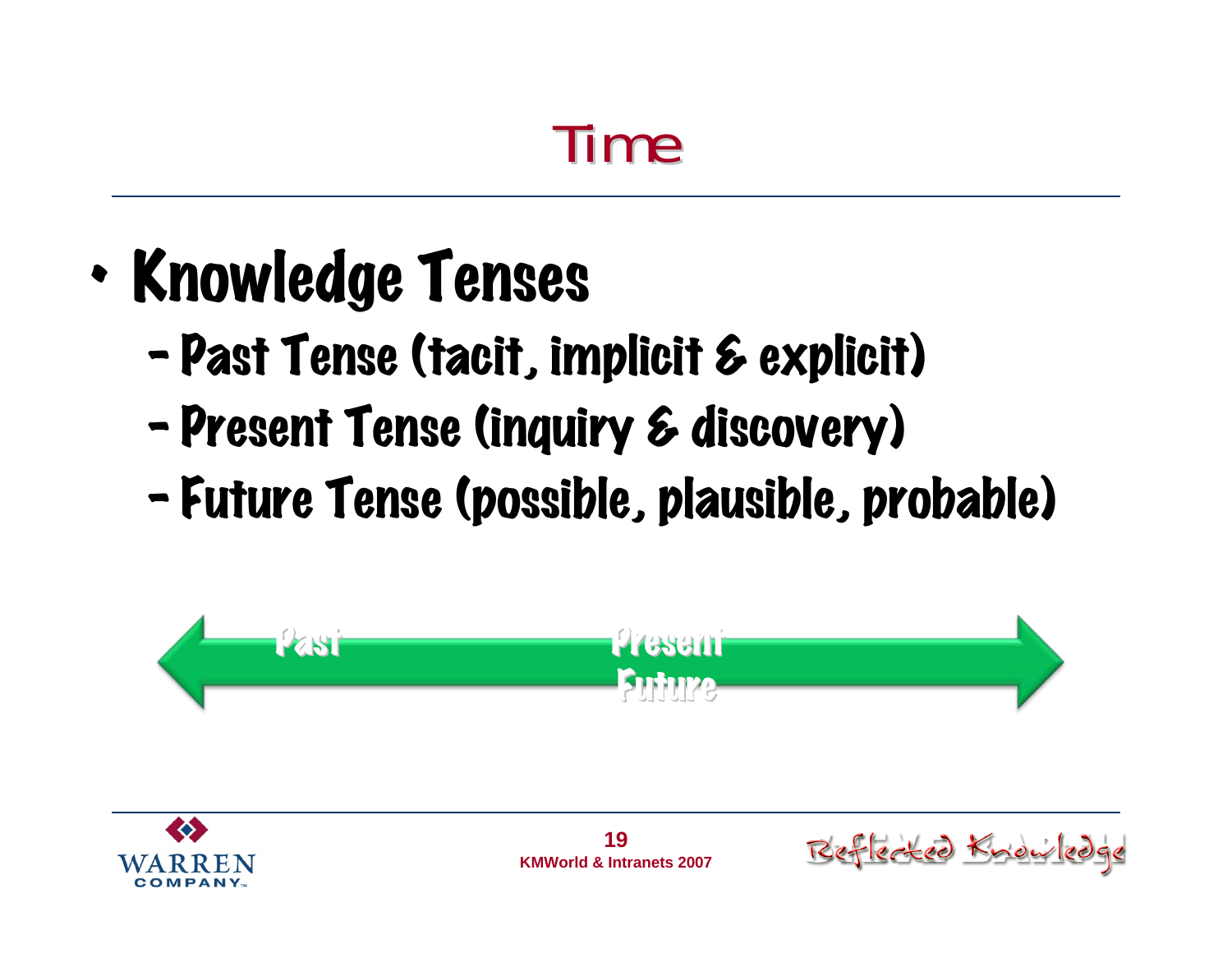# Time

- Knowledge Tenses
  - Past Tense (tacit, implicit & explicit)
  - Present Tense (inquiry & discovery)
  - Future Tense (possible, plausible, probable)

Past Present Future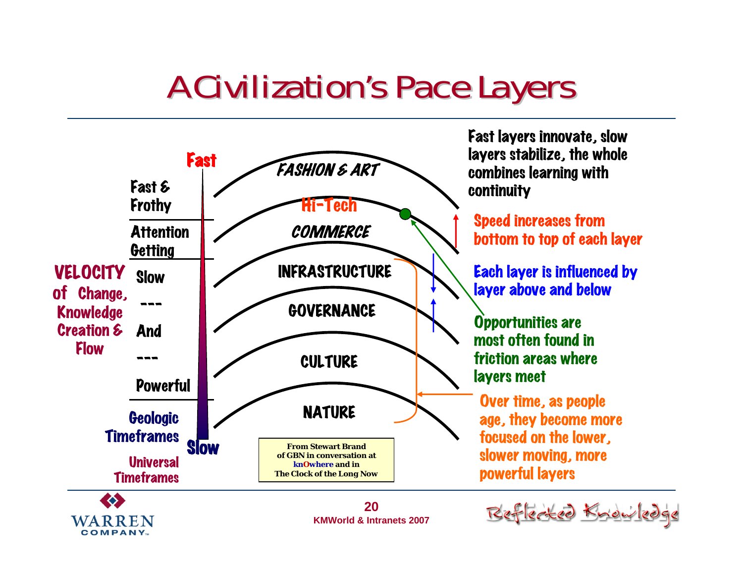# A Civilization's Pace Layers

**Fast**

Fast & Frothy

Attention Getting

Slow

---

And

---

Powerful

Geologic Timeframes

Universal Timeframes

**Slow**

VELOCITY of Change, Knowledge Creation & Flow

FASHION & ART

Hi-Tech

COMMERCE

INFRASTRUCTURE

GOVERNANCE

CULTURE

NATURE

From Stewart Brand of GBN in conversation at knOwhere and in The Clock of the Long Now

Fast layers innovate, slow layers stabilize, the whole combines learning with continuity

Speed increases from bottom to top of each layer

Each layer is influenced by layer above and below

Opportunities are most often found in friction areas where layers meet

Over time, as people age, they become more focused on the lower, slower moving, more powerful layers

WARREN COMPANY

KMWorld & Intranets 2007

Reflected Knowledge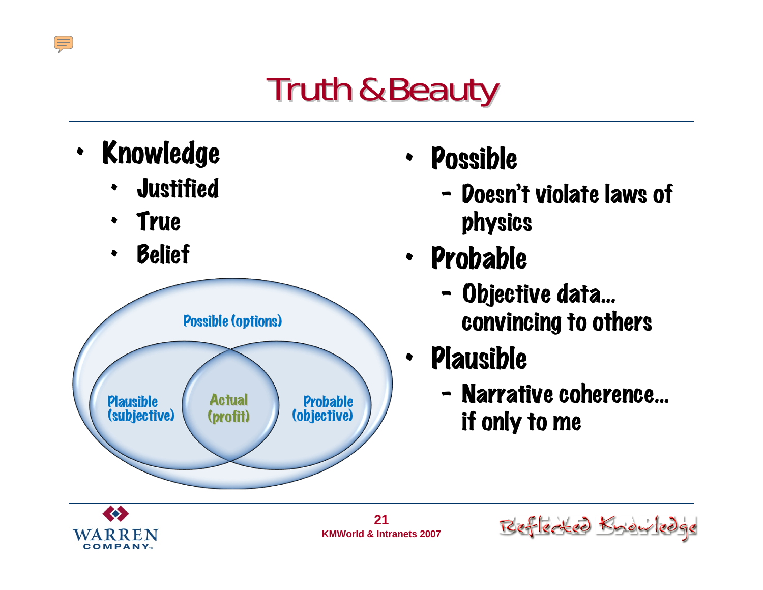# Truth & Beauty

- Knowledge
  - Justified
  - True
  - Belief

Possible (options)

Plausible (subjective)

Actual (profit)

Probable (objective)

- Possible
  - Doesn't violate laws of physics
- Probable
  - Objective data… convincing to others
- Plausible
  - Narrative coherence… if only to me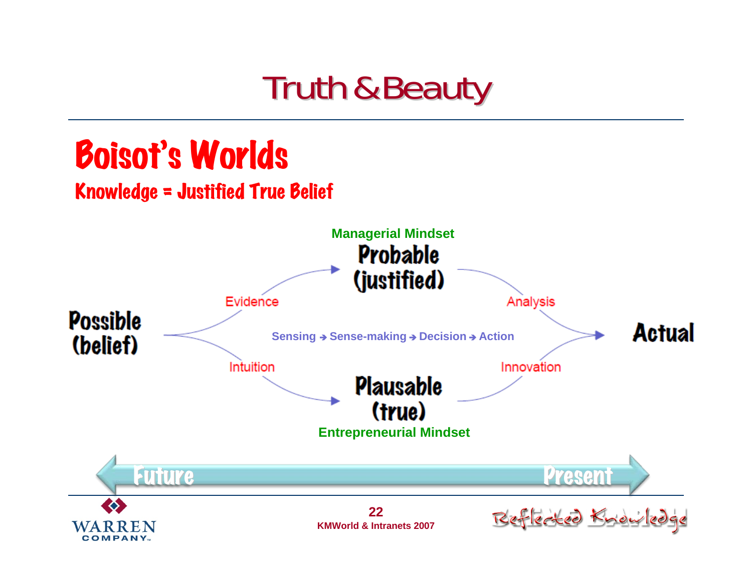# Truth & Beauty

## Boisot's Worlds

### Knowledge = Justified True Belief

Managerial Mindset

**Probable (justified)**

Evidence

Analysis

**Possible (belief)**

Sensing → Sense-making → Decision → Action

**Actual**

Intuition

Innovation

**Plausable (true)**

Entrepreneurial Mindset

Future ⟷ Present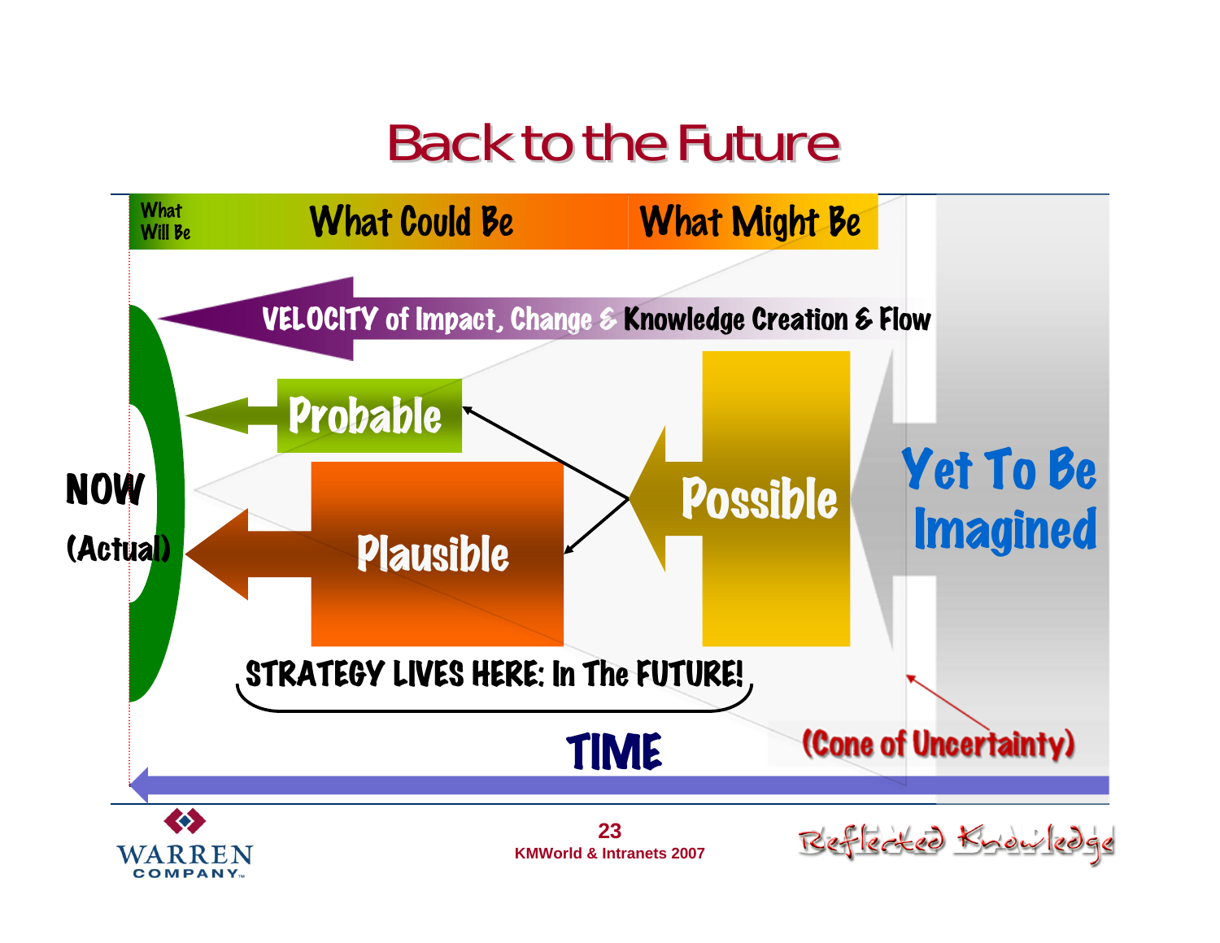# Back to the Future

What Will Be | What Could Be | What Might Be

VELOCITY of Impact, Change & Knowledge Creation & Flow

NOW (Actual)

Probable

Plausible

Possible

Yet To Be Imagined

STRATEGY LIVES HERE: In The FUTURE!

TIME

(Cone of Uncertainty)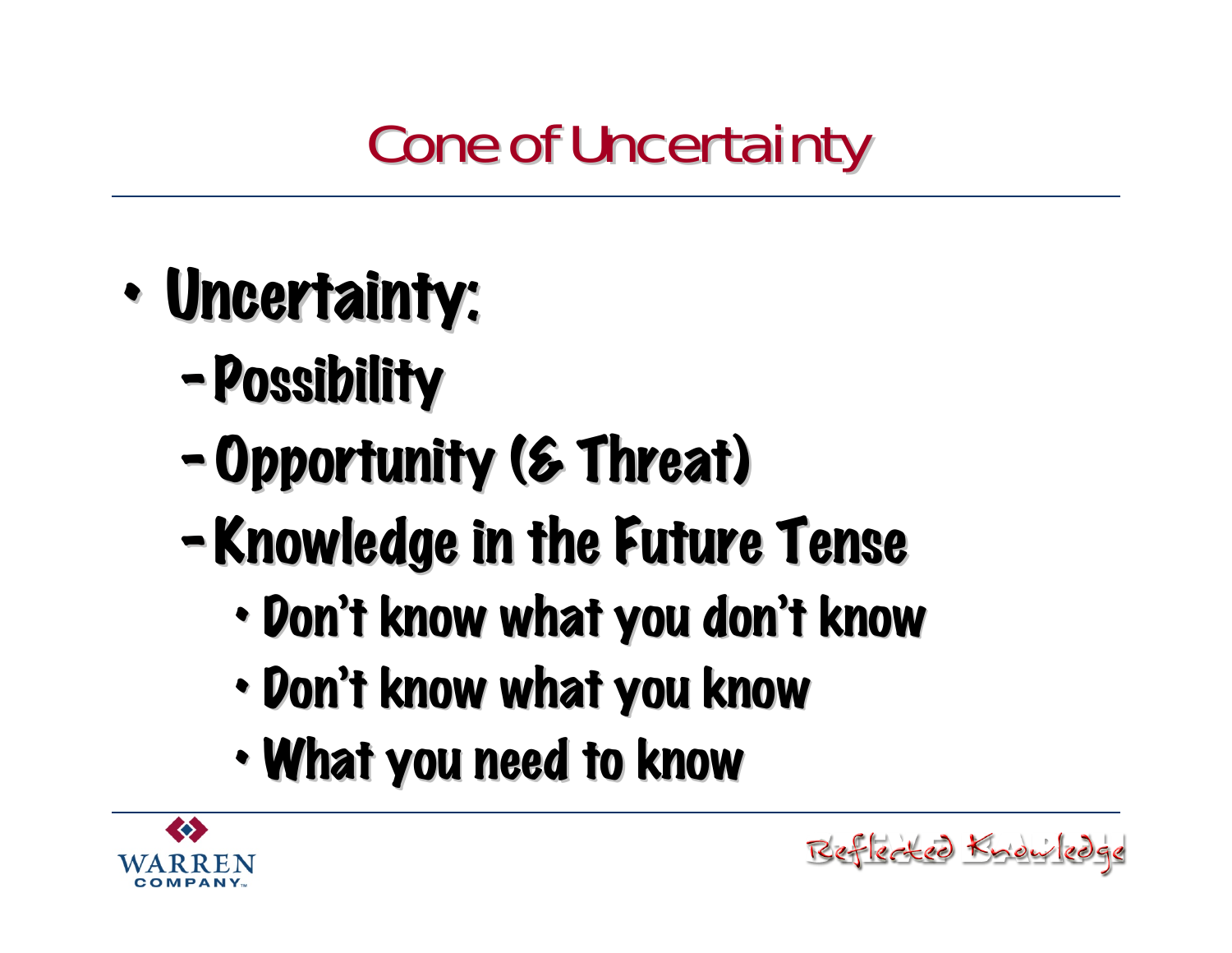# Cone of Uncertainty

- Uncertainty:
  - Possibility
  - Opportunity (& Threat)
  - Knowledge in the Future Tense
    - Don't know what you don't know
    - Don't know what you know
    - What you need to know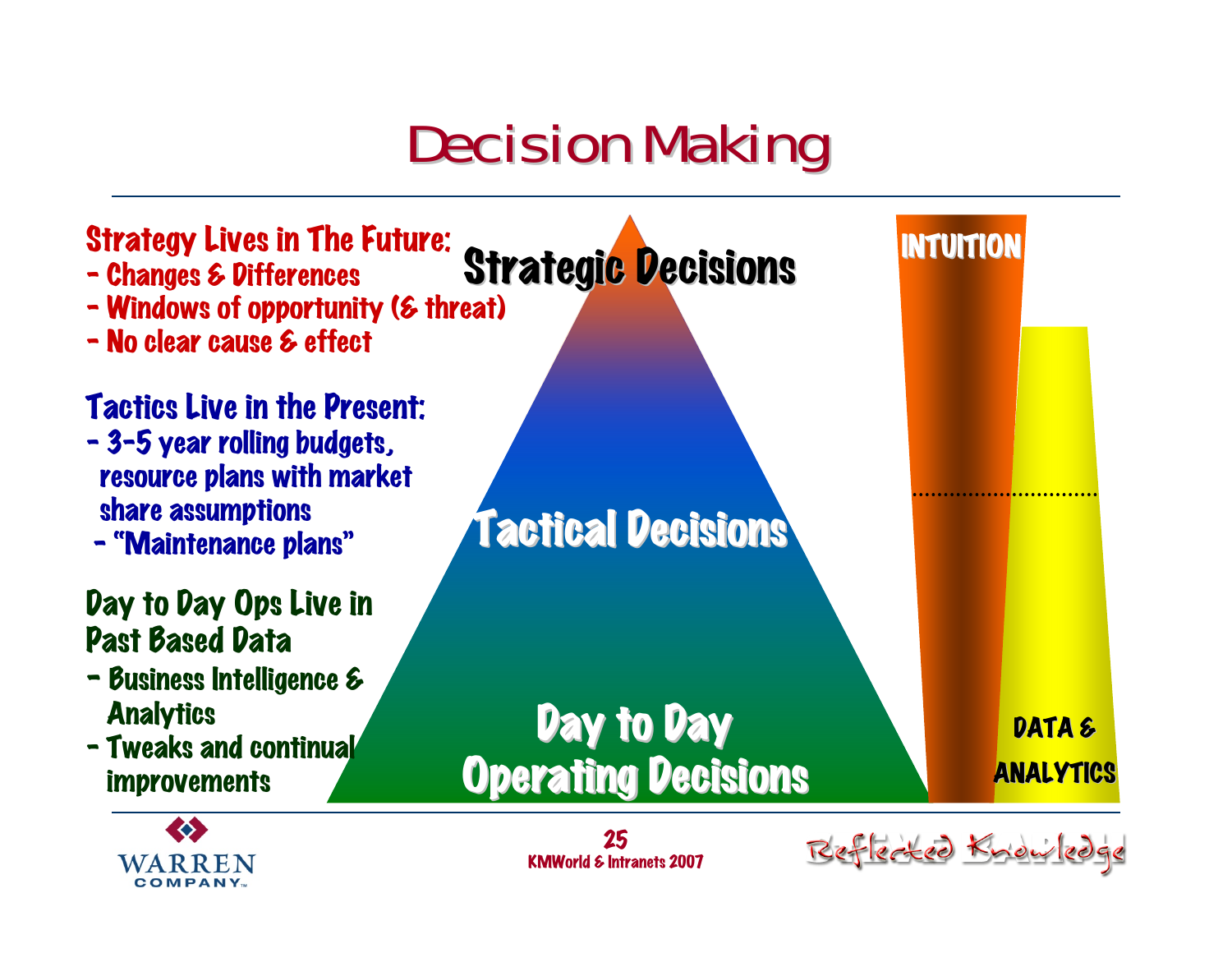# Decision Making

**Strategy Lives in The Future:**
- Changes & Differences
- Windows of opportunity (& threat)
- No clear cause & effect

**Tactics Live in the Present:**
- 3-5 year rolling budgets, resource plans with market share assumptions
- "Maintenance plans"

**Day to Day Ops Live in Past Based Data**
- Business Intelligence & Analytics
- Tweaks and continual improvements

Strategic Decisions

Tactical Decisions

Day to Day Operating Decisions

INTUITION

DATA & ANALYTICS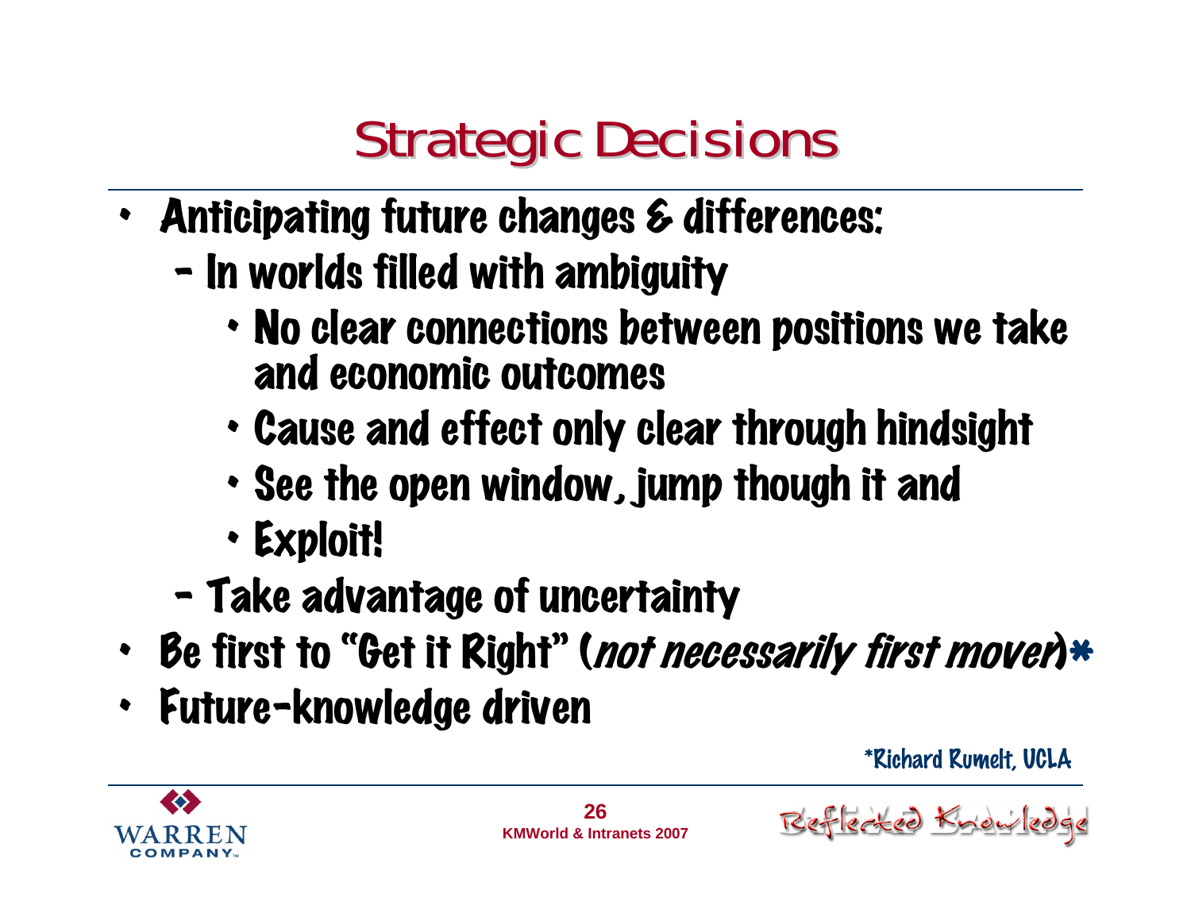# Strategic Decisions

- Anticipating future changes & differences:
  - In worlds filled with ambiguity
    - No clear connections between positions we take and economic outcomes
    - Cause and effect only clear through hindsight
    - See the open window, jump though it and
    - Exploit!
  - Take advantage of uncertainty
- Be first to "Get it Right" (*not necessarily first mover*)*
- Future-knowledge driven

*Richard Rumelt, UCLA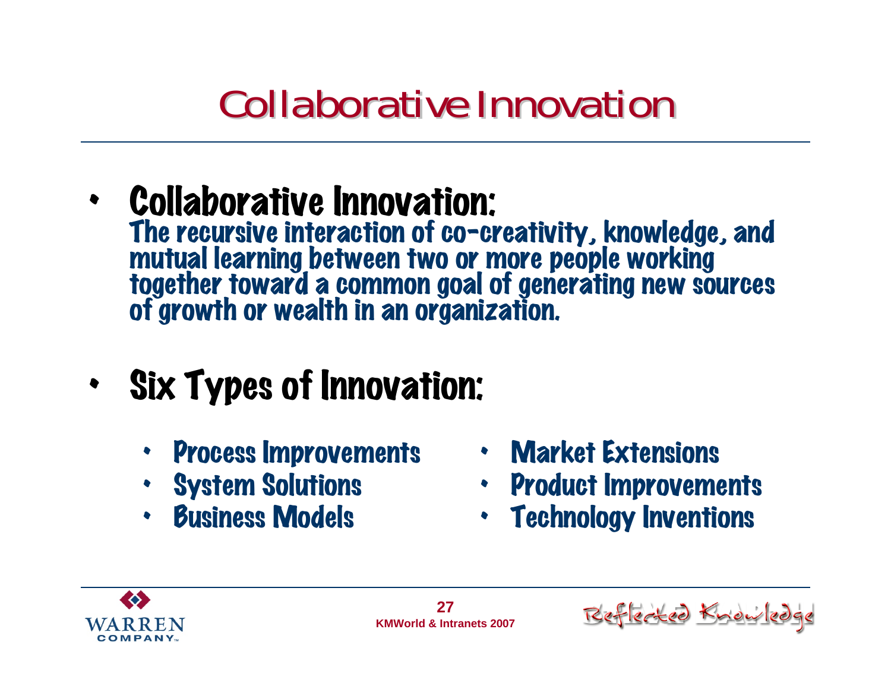# Collaborative Innovation

- **Collaborative Innovation:**
  The recursive interaction of co-creativity, knowledge, and mutual learning between two or more people working together toward a common goal of generating new sources of growth or wealth in an organization.

- **Six Types of Innovation:**
  - Process Improvements
  - System Solutions
  - Business Models
  - Market Extensions
  - Product Improvements
  - Technology Inventions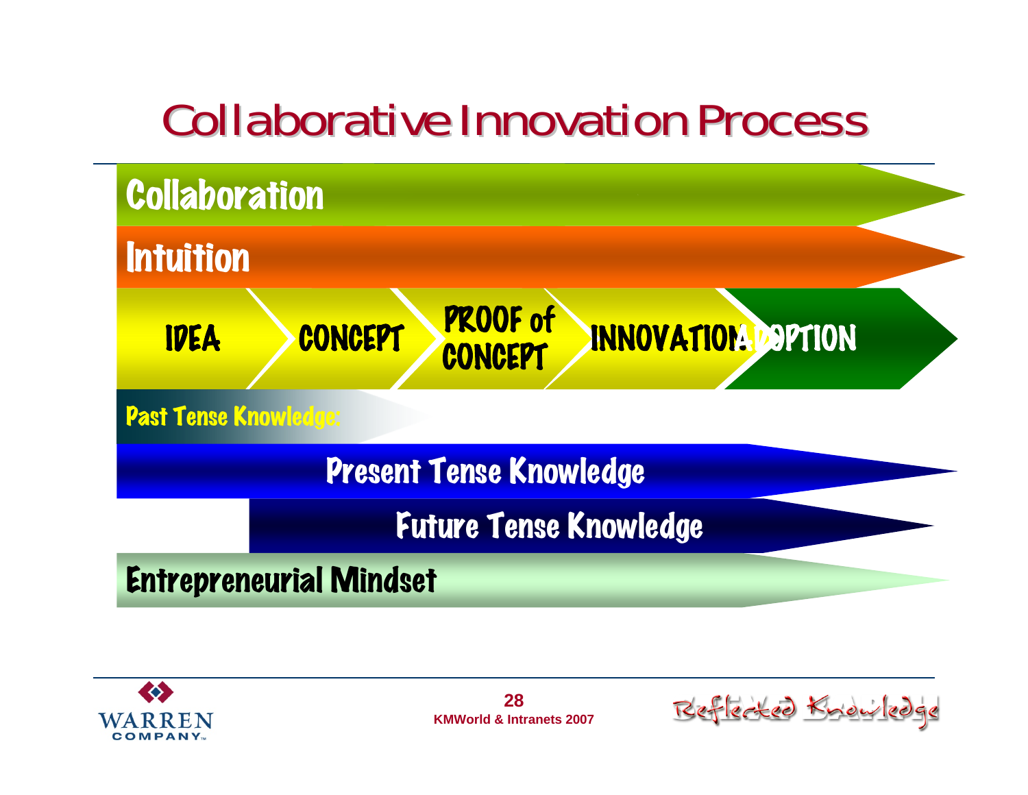# Collaborative Innovation Process

Collaboration

Intuition

IDEA → CONCEPT → PROOF of CONCEPT → INNOVATION → ADOPTION

Past Tense Knowledge:

Present Tense Knowledge

Future Tense Knowledge

Entrepreneurial Mindset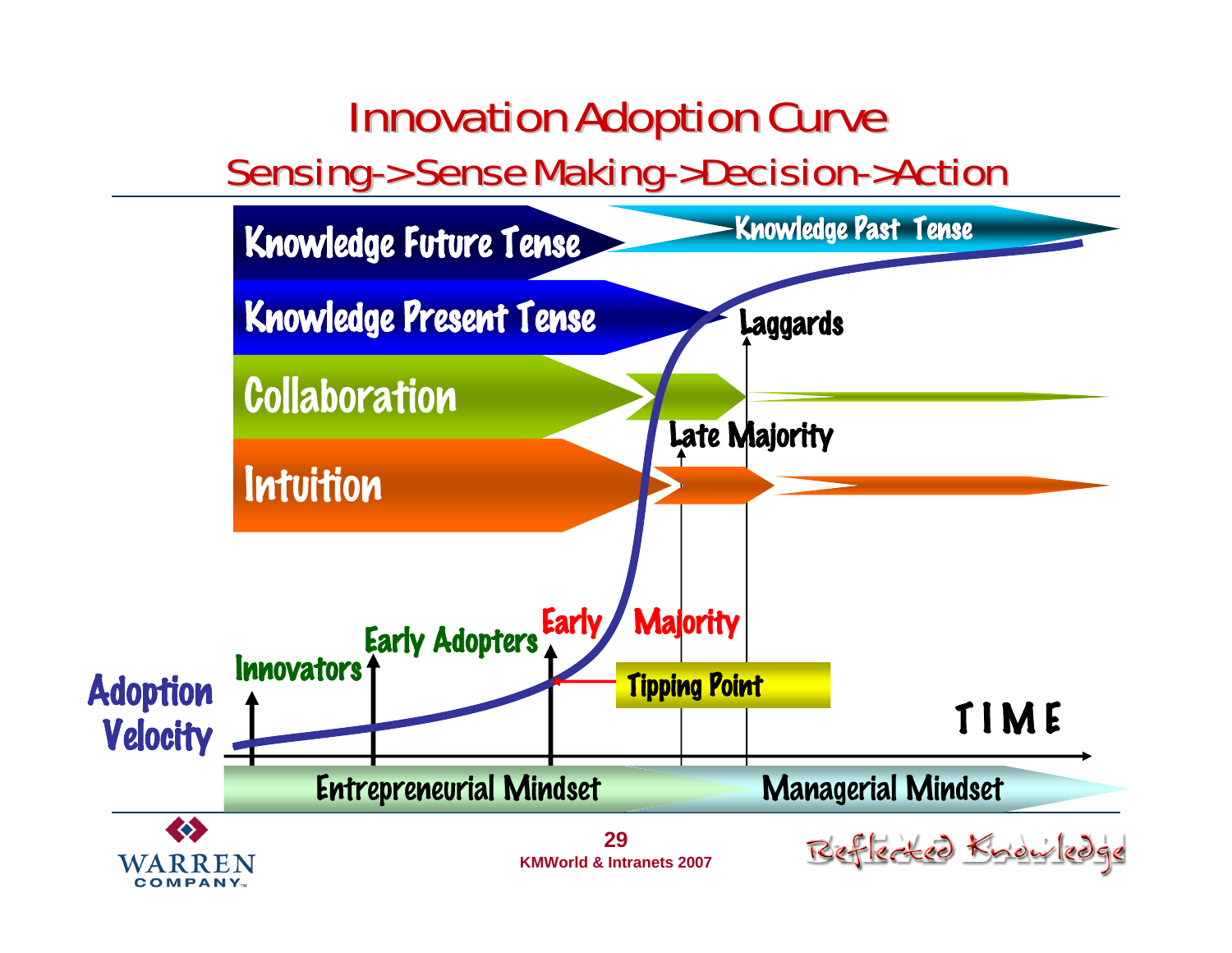# Innovation Adoption Curve

## Sensing->Sense Making->Decision->Action

Knowledge Future Tense

Knowledge Past Tense

Knowledge Present Tense

Laggards

Collaboration

Late Majority

Intuition

Early Majority

Innovators

Early Adopters

Tipping Point

Adoption Velocity

TIME

Entrepreneurial Mindset

Managerial Mindset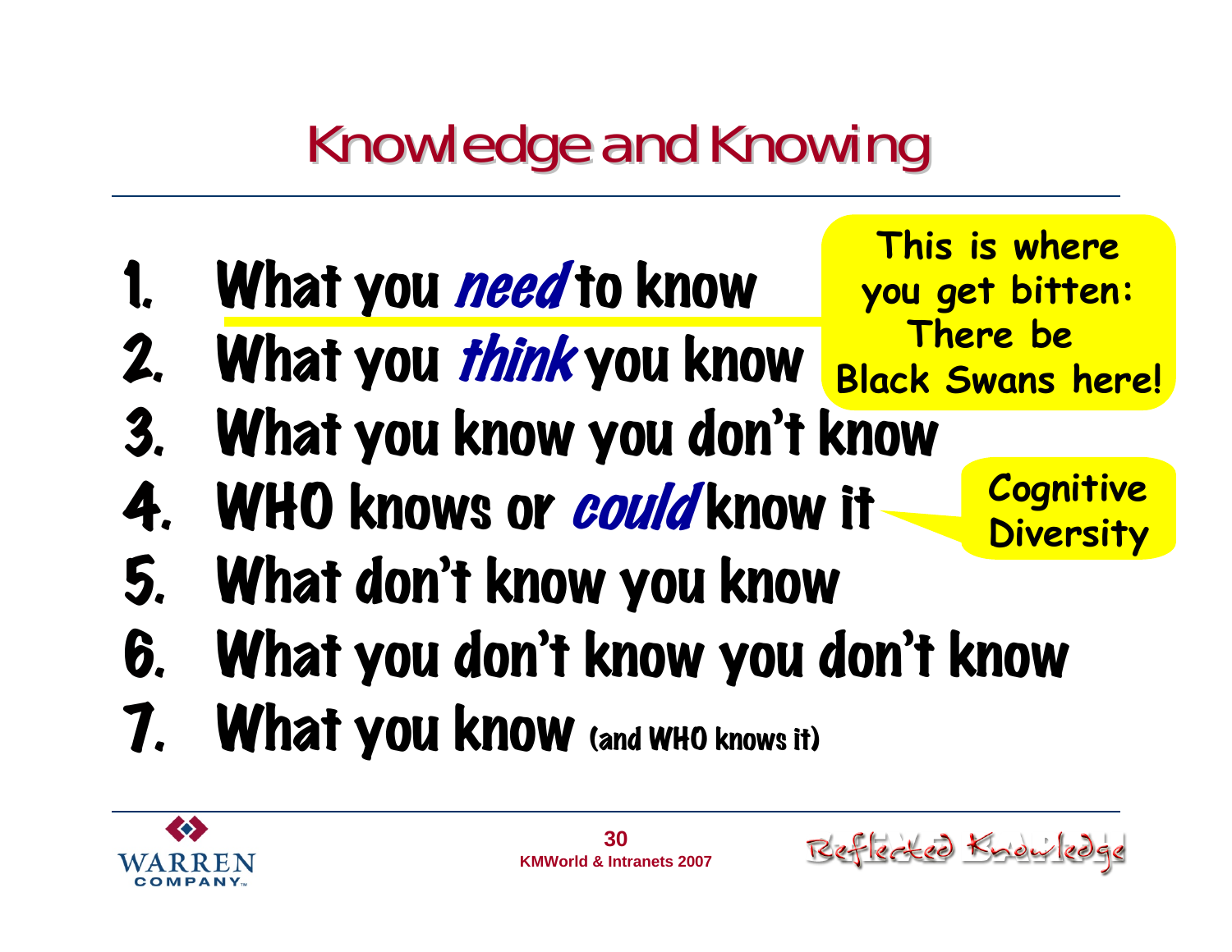# Knowledge and Knowing

1. What you *need* to know
2. What you *think* you know
3. What you know you don't know
4. WHO knows or *could* know it
5. What don't know you know
6. What you don't know you don't know
7. What you know (and WHO knows it)

This is where you get bitten: There be Black Swans here!

Cognitive Diversity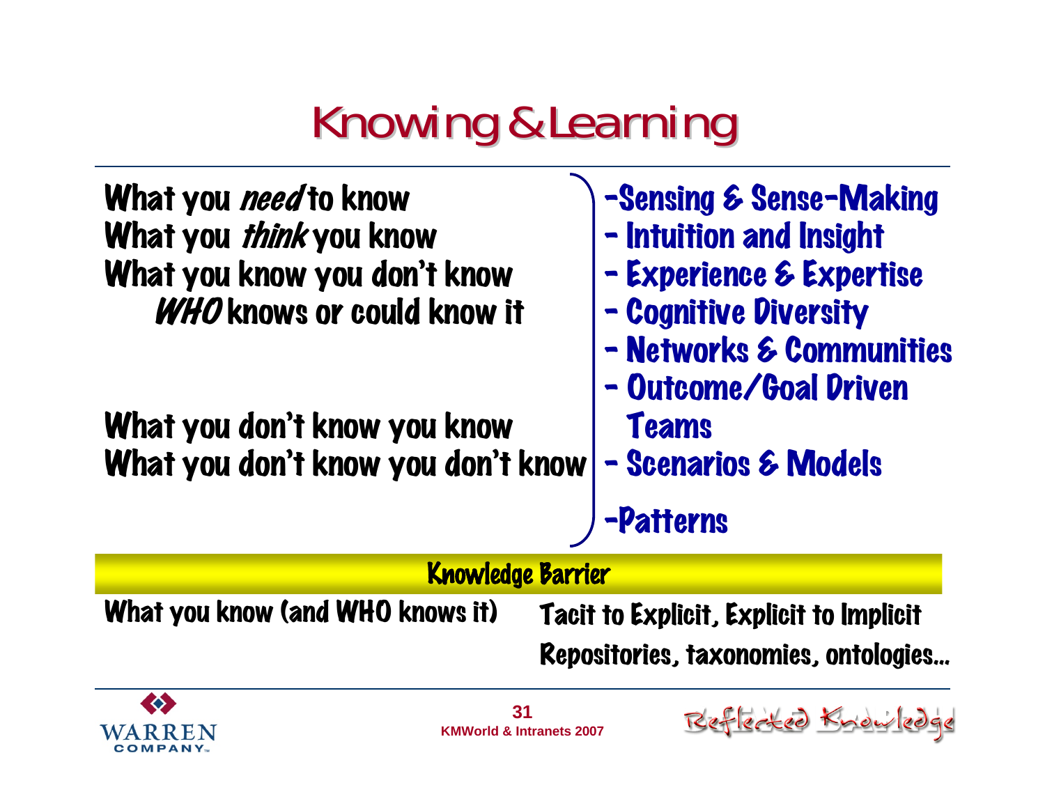# Knowing & Learning

What you *need* to know
What you *think* you know
What you know you don't know
*WHO* knows or could know it

What you don't know you know
What you don't know you don't know

- Sensing & Sense-Making
- Intuition and Insight
- Experience & Expertise
- Cognitive Diversity
- Networks & Communities
- Outcome/Goal Driven Teams
- Scenarios & Models
- Patterns

**Knowledge Barrier**

What you know (and WHO knows it)

Tacit to Explicit, Explicit to Implicit
Repositories, taxonomies, ontologies…

KMWorld & Intranets 2007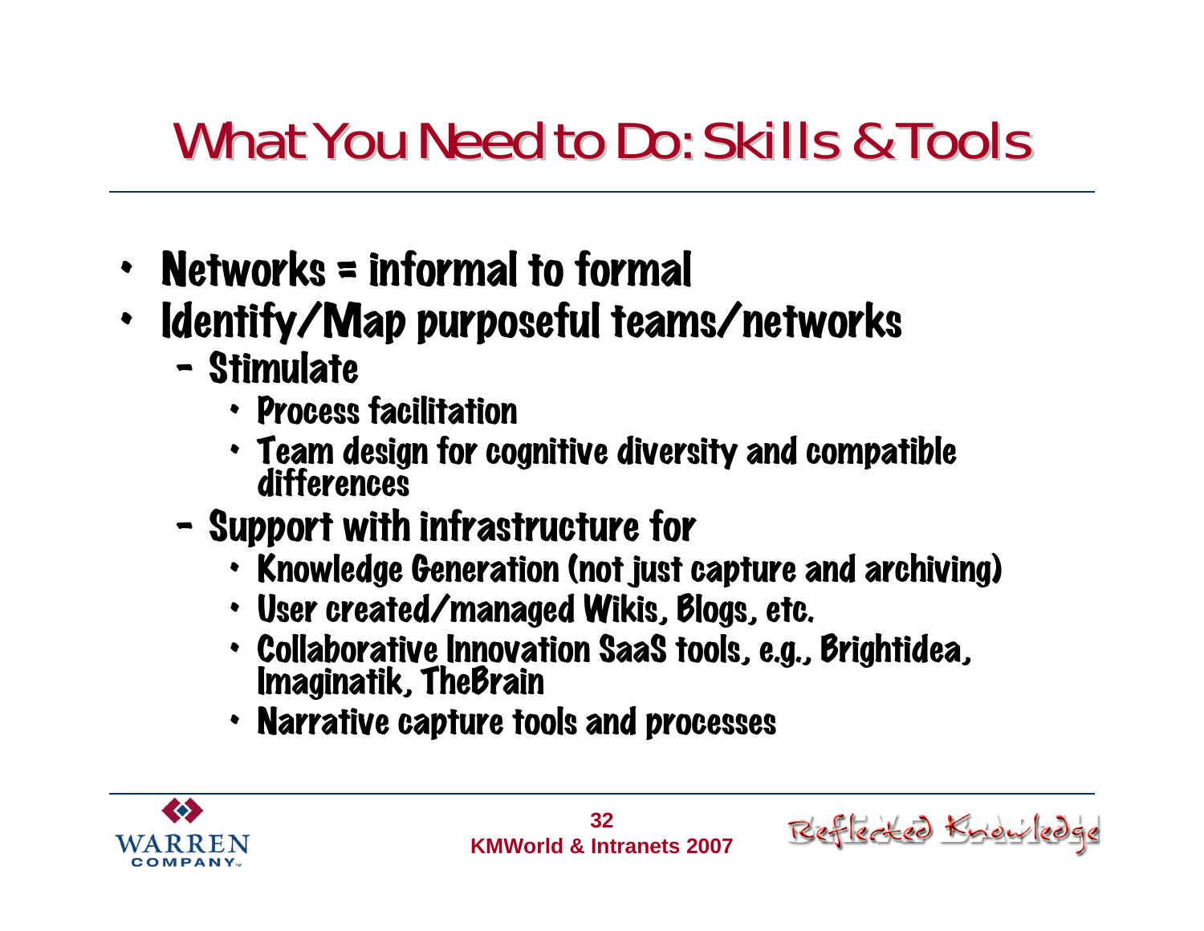# What You Need to Do: Skills & Tools

- Networks = informal to formal
- Identify/Map purposeful teams/networks
  - Stimulate
    - Process facilitation
    - Team design for cognitive diversity and compatible differences
  - Support with infrastructure for
    - Knowledge Generation (not just capture and archiving)
    - User created/managed Wikis, Blogs, etc.
    - Collaborative Innovation SaaS tools, e.g., Brightidea, Imaginatik, TheBrain
    - Narrative capture tools and processes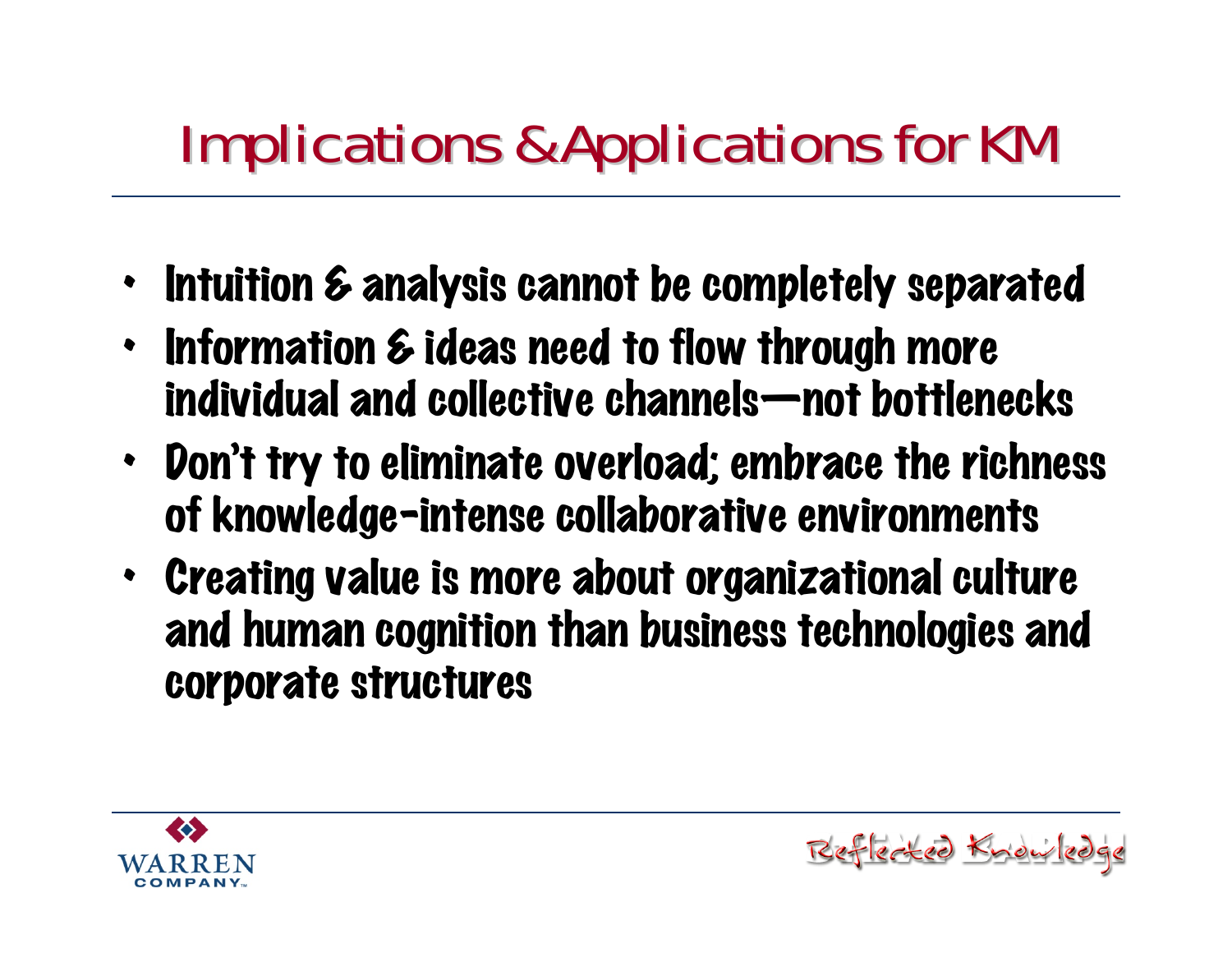# Implications & Applications for KM

- Intuition & analysis cannot be completely separated
- Information & ideas need to flow through more individual and collective channels—not bottlenecks
- Don't try to eliminate overload; embrace the richness of knowledge-intense collaborative environments
- Creating value is more about organizational culture and human cognition than business technologies and corporate structures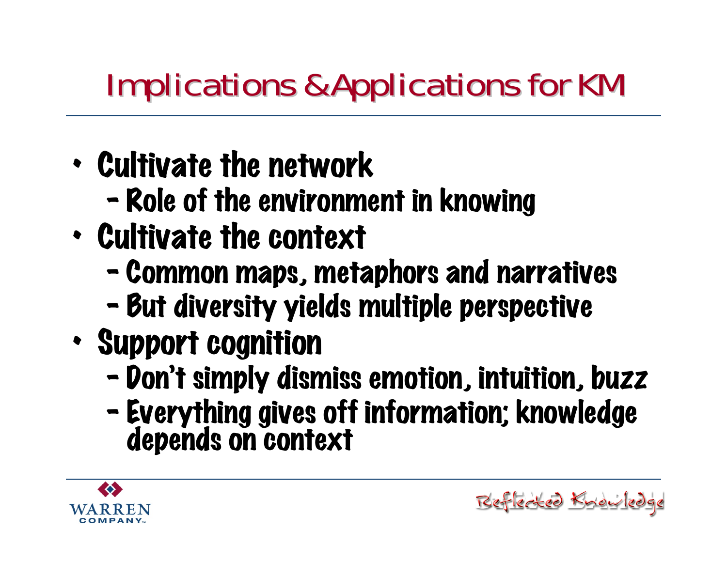# Implications & Applications for KM

- Cultivate the network
  - Role of the environment in knowing
- Cultivate the context
  - Common maps, metaphors and narratives
  - But diversity yields multiple perspective
- Support cognition
  - Don't simply dismiss emotion, intuition, buzz
  - Everything gives off information; knowledge depends on context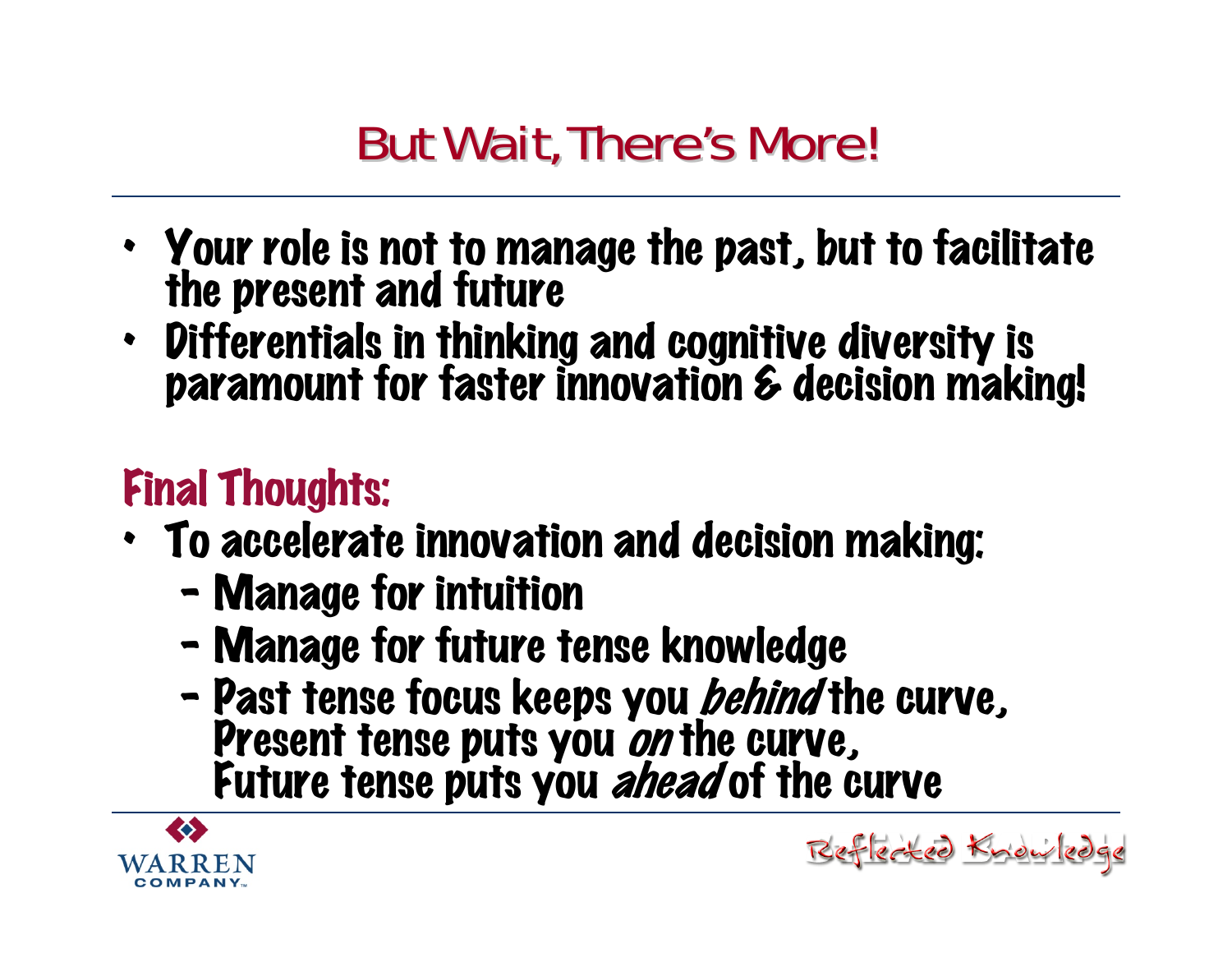# But Wait, There's More!

- Your role is not to manage the past, but to facilitate the present and future
- Differentials in thinking and cognitive diversity is paramount for faster innovation & decision making!

## Final Thoughts:

- To accelerate innovation and decision making:
  - Manage for intuition
  - Manage for future tense knowledge
  - Past tense focus keeps you *behind* the curve,
    Present tense puts you *on* the curve,
    Future tense puts you *ahead* of the curve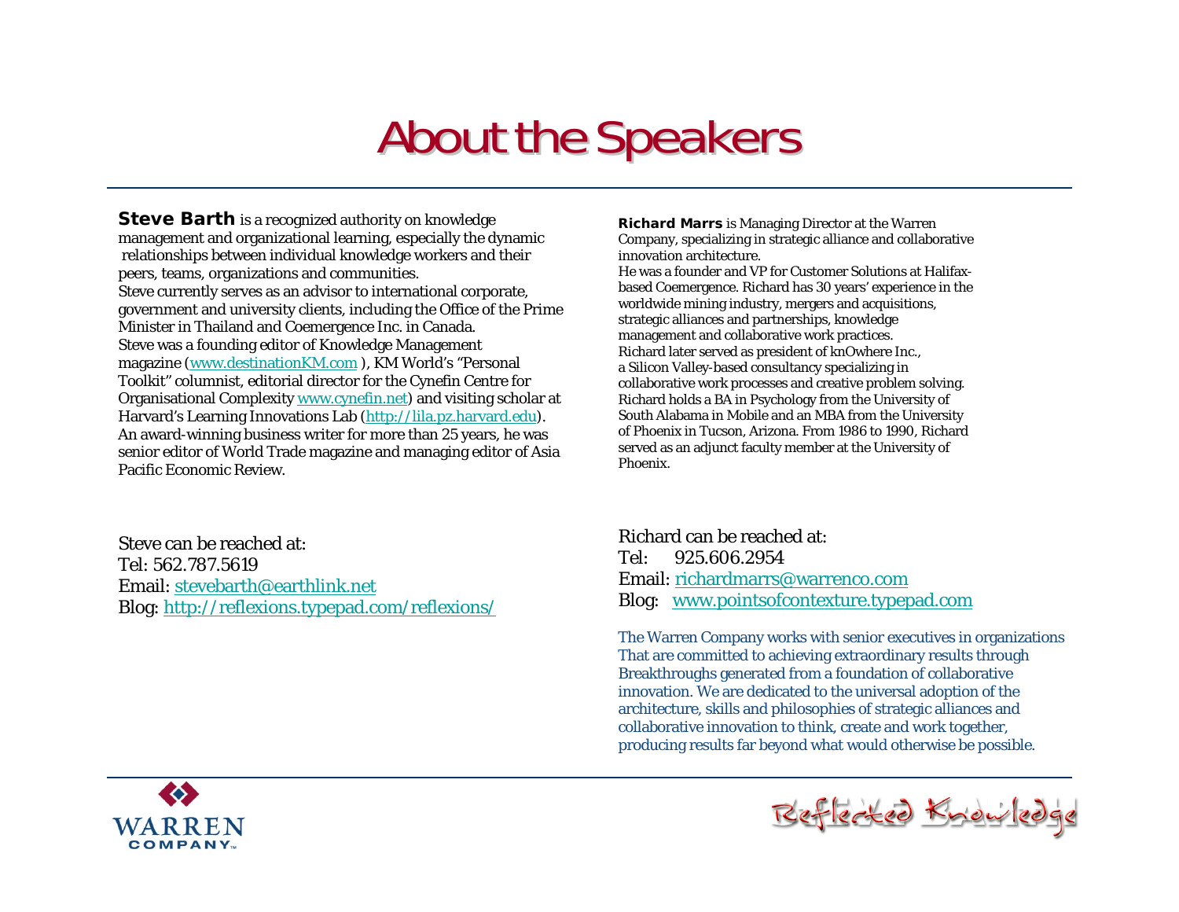# About the Speakers

**Steve Barth** is a recognized authority on knowledge management and organizational learning, especially the dynamic relationships between individual knowledge workers and their peers, teams, organizations and communities.
Steve currently serves as an advisor to international corporate, government and university clients, including the Office of the Prime Minister in Thailand and Coemergence Inc. in Canada.
Steve was a founding editor of Knowledge Management magazine (www.destinationKM.com ), KM World's "Personal Toolkit" columnist, editorial director for the Cynefin Centre for Organisational Complexity www.cynefin.net) and visiting scholar at Harvard's Learning Innovations Lab (http://lila.pz.harvard.edu).
An award-winning business writer for more than 25 years, he was senior editor of World Trade magazine and managing editor of Asia Pacific Economic Review.

Steve can be reached at:
Tel: 562.787.5619
Email: stevebarth@earthlink.net
Blog: http://reflexions.typepad.com/reflexions/

**Richard Marrs** is Managing Director at the Warren Company, specializing in strategic alliance and collaborative innovation architecture.
He was a founder and VP for Customer Solutions at Halifax-based Coemergence. Richard has 30 years' experience in the worldwide mining industry, mergers and acquisitions, strategic alliances and partnerships, knowledge management and collaborative work practices.
Richard later served as president of knOwhere Inc., a Silicon Valley-based consultancy specializing in collaborative work processes and creative problem solving.
Richard holds a BA in Psychology from the University of South Alabama in Mobile and an MBA from the University of Phoenix in Tucson, Arizona. From 1986 to 1990, Richard served as an adjunct faculty member at the University of Phoenix.

Richard can be reached at:
Tel: 925.606.2954
Email: richardmarrs@warrenco.com
Blog: www.pointsofcontexture.typepad.com

The Warren Company works with senior executives in organizations That are committed to achieving extraordinary results through Breakthroughs generated from a foundation of collaborative innovation. We are dedicated to the universal adoption of the architecture, skills and philosophies of strategic alliances and collaborative innovation to think, create and work together, producing results far beyond what would otherwise be possible.

WARREN COMPANY

Reflected Knowledge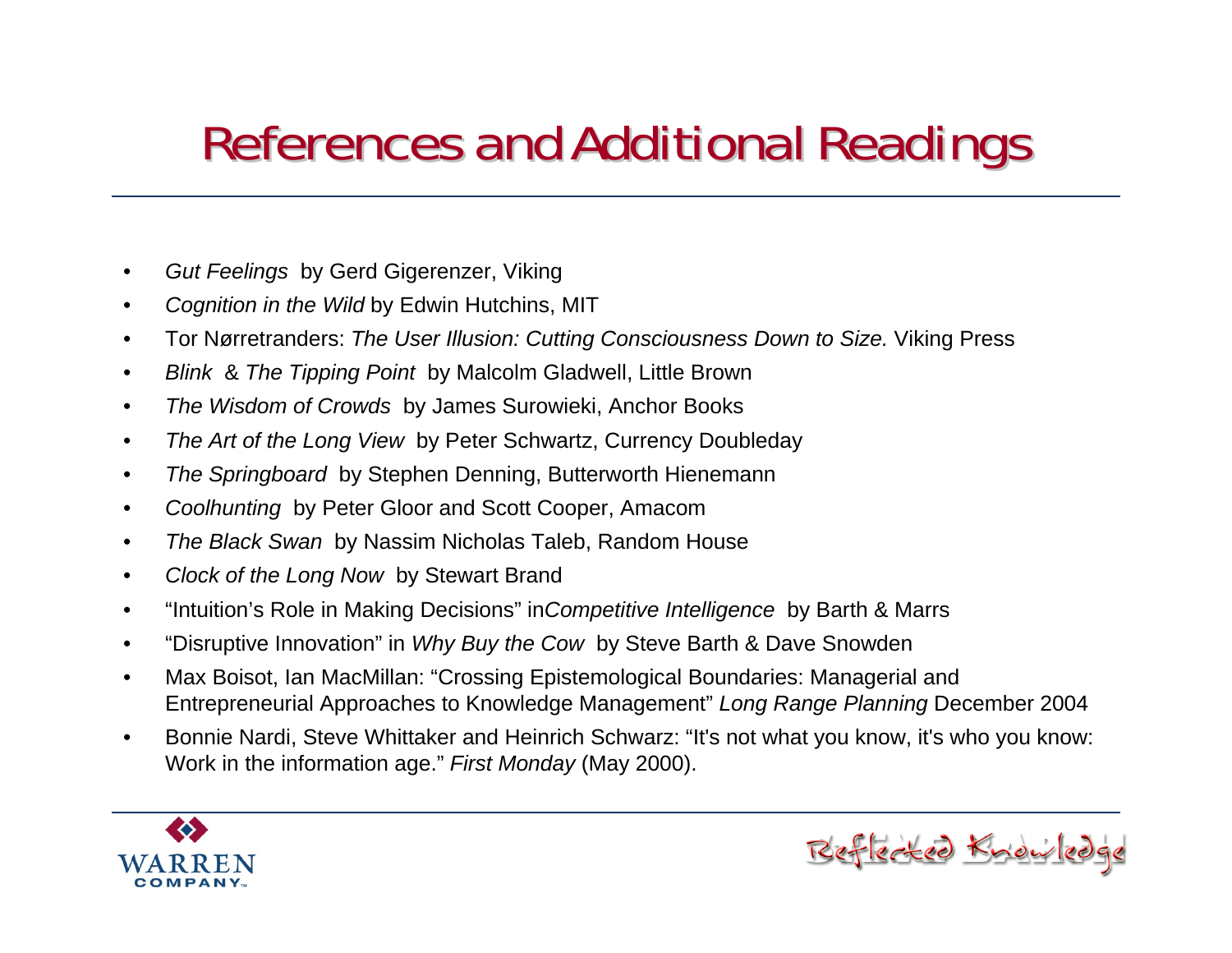# References and Additional Readings

- *Gut Feelings* by Gerd Gigerenzer, Viking
- *Cognition in the Wild* by Edwin Hutchins, MIT
- Tor Nørretranders: *The User Illusion: Cutting Consciousness Down to Size.* Viking Press
- *Blink* & *The Tipping Point* by Malcolm Gladwell, Little Brown
- *The Wisdom of Crowds* by James Surowieki, Anchor Books
- *The Art of the Long View* by Peter Schwartz, Currency Doubleday
- *The Springboard* by Stephen Denning, Butterworth Hienemann
- *Coolhunting* by Peter Gloor and Scott Cooper, Amacom
- *The Black Swan* by Nassim Nicholas Taleb, Random House
- *Clock of the Long Now* by Stewart Brand
- "Intuition's Role in Making Decisions" in*Competitive Intelligence* by Barth & Marrs
- "Disruptive Innovation" in *Why Buy the Cow* by Steve Barth & Dave Snowden
- Max Boisot, Ian MacMillan: "Crossing Epistemological Boundaries: Managerial and Entrepreneurial Approaches to Knowledge Management" *Long Range Planning* December 2004
- Bonnie Nardi, Steve Whittaker and Heinrich Schwarz: "It's not what you know, it's who you know: Work in the information age." *First Monday* (May 2000).

WARREN COMPANY

Reflected Knowledge